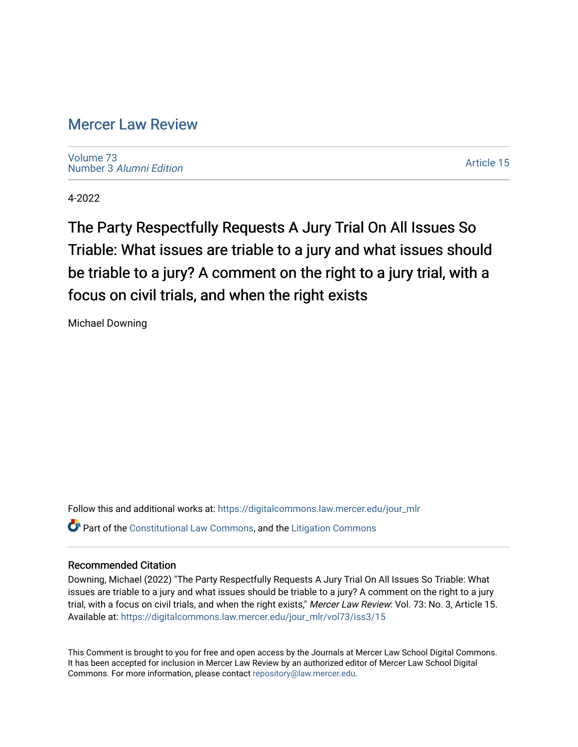# Mercer Law Review

Volume 73
Number 3 *Alumni Edition*

Article 15

4-2022

## The Party Respectfully Requests A Jury Trial On All Issues So Triable: What issues are triable to a jury and what issues should be triable to a jury? A comment on the right to a jury trial, with a focus on civil trials, and when the right exists

Michael Downing

Follow this and additional works at: https://digitalcommons.law.mercer.edu/jour_mlr

Part of the Constitutional Law Commons, and the Litigation Commons

### Recommended Citation

Downing, Michael (2022) "The Party Respectfully Requests A Jury Trial On All Issues So Triable: What issues are triable to a jury and what issues should be triable to a jury? A comment on the right to a jury trial, with a focus on civil trials, and when the right exists," *Mercer Law Review*: Vol. 73: No. 3, Article 15. Available at: https://digitalcommons.law.mercer.edu/jour_mlr/vol73/iss3/15

This Comment is brought to you for free and open access by the Journals at Mercer Law School Digital Commons. It has been accepted for inclusion in Mercer Law Review by an authorized editor of Mercer Law School Digital Commons. For more information, please contact repository@law.mercer.edu.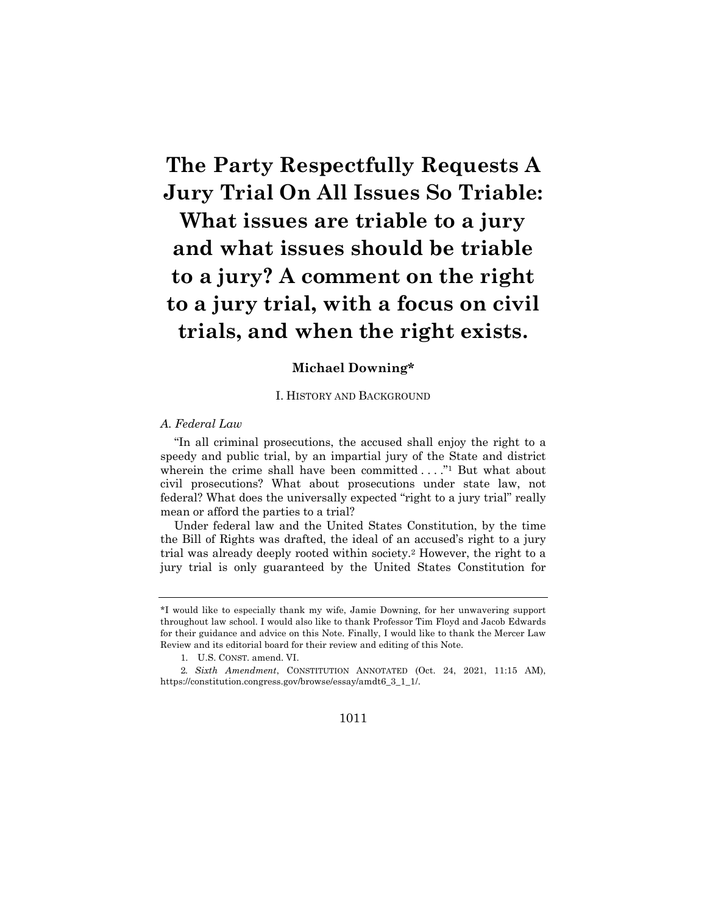# The Party Respectfully Requests A Jury Trial On All Issues So Triable: What issues are triable to a jury and what issues should be triable to a jury? A comment on the right to a jury trial, with a focus on civil trials, and when the right exists.

**Michael Downing***

## I. History and Background

### *A. Federal Law*

"In all criminal prosecutions, the accused shall enjoy the right to a speedy and public trial, by an impartial jury of the State and district wherein the crime shall have been committed . . . ."[1] But what about civil prosecutions? What about prosecutions under state law, not federal? What does the universally expected "right to a jury trial" really mean or afford the parties to a trial?

Under federal law and the United States Constitution, by the time the Bill of Rights was drafted, the ideal of an accused's right to a jury trial was already deeply rooted within society.[2] However, the right to a jury trial is only guaranteed by the United States Constitution for

---

*I would like to especially thank my wife, Jamie Downing, for her unwavering support throughout law school. I would also like to thank Professor Tim Floyd and Jacob Edwards for their guidance and advice on this Note. Finally, I would like to thank the Mercer Law Review and its editorial board for their review and editing of this Note.

1. U.S. CONST. amend. VI.

2. *Sixth Amendment*, CONSTITUTION ANNOTATED (Oct. 24, 2021, 11:15 AM), https://constitution.congress.gov/browse/essay/amdt6_3_1_1/.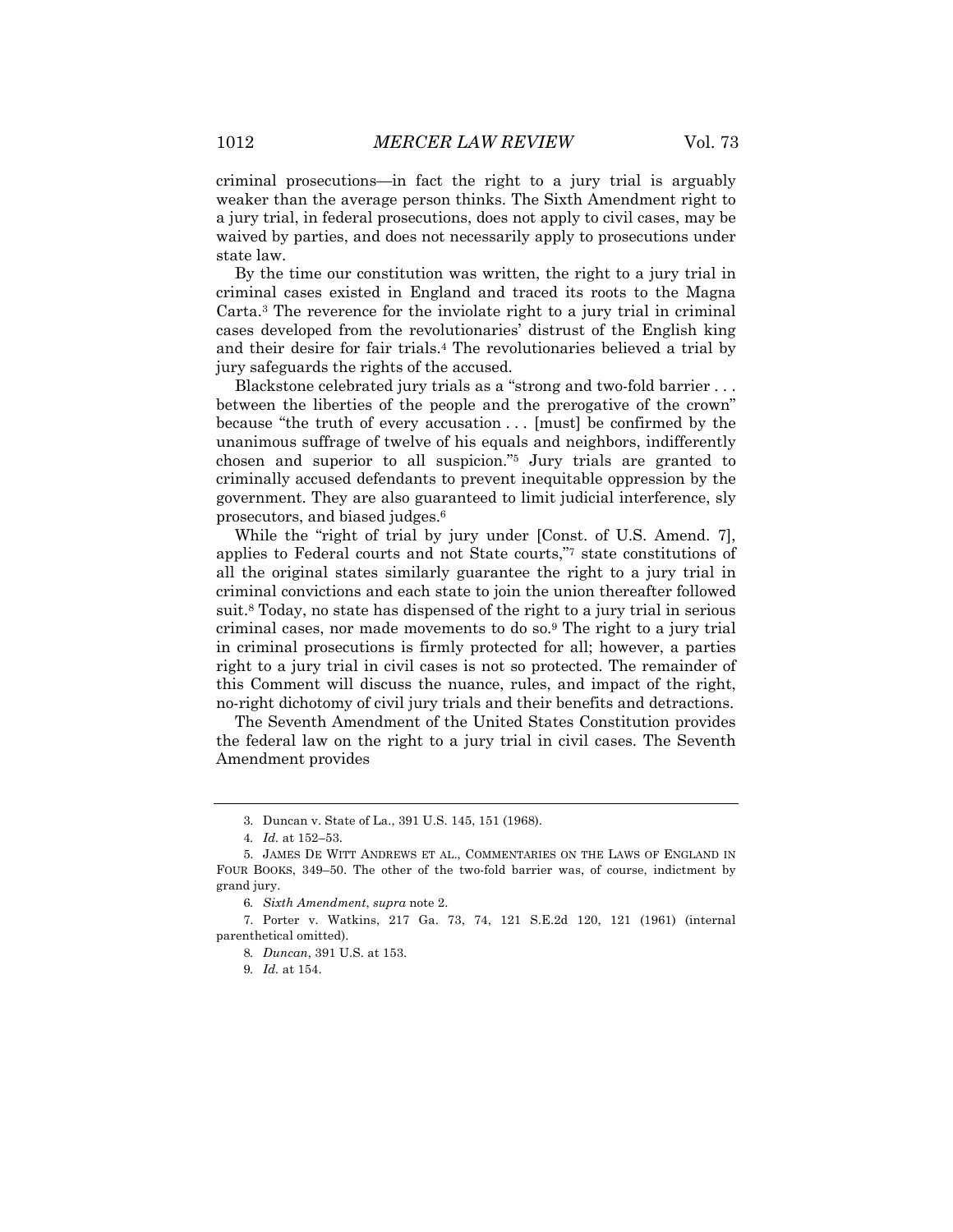criminal prosecutions—in fact the right to a jury trial is arguably weaker than the average person thinks. The Sixth Amendment right to a jury trial, in federal prosecutions, does not apply to civil cases, may be waived by parties, and does not necessarily apply to prosecutions under state law.

By the time our constitution was written, the right to a jury trial in criminal cases existed in England and traced its roots to the Magna Carta.[3] The reverence for the inviolate right to a jury trial in criminal cases developed from the revolutionaries' distrust of the English king and their desire for fair trials.[4] The revolutionaries believed a trial by jury safeguards the rights of the accused.

Blackstone celebrated jury trials as a "strong and two-fold barrier . . . between the liberties of the people and the prerogative of the crown" because "the truth of every accusation . . . [must] be confirmed by the unanimous suffrage of twelve of his equals and neighbors, indifferently chosen and superior to all suspicion."[5] Jury trials are granted to criminally accused defendants to prevent inequitable oppression by the government. They are also guaranteed to limit judicial interference, sly prosecutors, and biased judges.[6]

While the "right of trial by jury under [Const. of U.S. Amend. 7], applies to Federal courts and not State courts,"[7] state constitutions of all the original states similarly guarantee the right to a jury trial in criminal convictions and each state to join the union thereafter followed suit.[8] Today, no state has dispensed of the right to a jury trial in serious criminal cases, nor made movements to do so.[9] The right to a jury trial in criminal prosecutions is firmly protected for all; however, a parties right to a jury trial in civil cases is not so protected. The remainder of this Comment will discuss the nuance, rules, and impact of the right, no-right dichotomy of civil jury trials and their benefits and detractions.

The Seventh Amendment of the United States Constitution provides the federal law on the right to a jury trial in civil cases. The Seventh Amendment provides

---

3. Duncan v. State of La., 391 U.S. 145, 151 (1968).

4. *Id.* at 152–53.

5. JAMES DE WITT ANDREWS ET AL., COMMENTARIES ON THE LAWS OF ENGLAND IN FOUR BOOKS, 349–50. The other of the two-fold barrier was, of course, indictment by grand jury.

6. *Sixth Amendment*, *supra* note 2.

7. Porter v. Watkins, 217 Ga. 73, 74, 121 S.E.2d 120, 121 (1961) (internal parenthetical omitted).

8. *Duncan*, 391 U.S. at 153.

9. *Id.* at 154.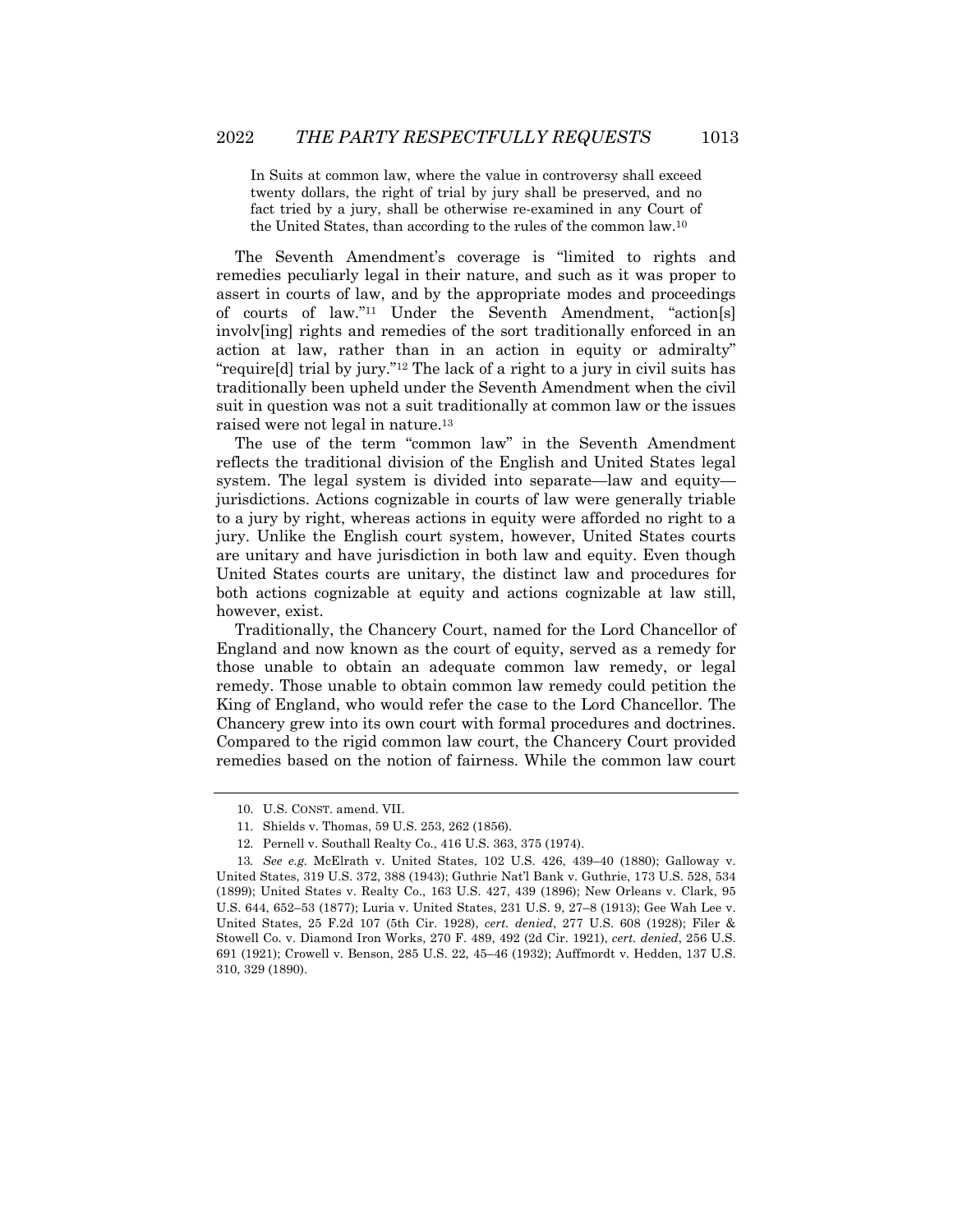> In Suits at common law, where the value in controversy shall exceed twenty dollars, the right of trial by jury shall be preserved, and no fact tried by a jury, shall be otherwise re-examined in any Court of the United States, than according to the rules of the common law.[10]

The Seventh Amendment's coverage is "limited to rights and remedies peculiarly legal in their nature, and such as it was proper to assert in courts of law, and by the appropriate modes and proceedings of courts of law."[11] Under the Seventh Amendment, "action[s] involv[ing] rights and remedies of the sort traditionally enforced in an action at law, rather than in an action in equity or admiralty" "require[d] trial by jury."[12] The lack of a right to a jury in civil suits has traditionally been upheld under the Seventh Amendment when the civil suit in question was not a suit traditionally at common law or the issues raised were not legal in nature.[13]

The use of the term "common law" in the Seventh Amendment reflects the traditional division of the English and United States legal system. The legal system is divided into separate—law and equity—jurisdictions. Actions cognizable in courts of law were generally triable to a jury by right, whereas actions in equity were afforded no right to a jury. Unlike the English court system, however, United States courts are unitary and have jurisdiction in both law and equity. Even though United States courts are unitary, the distinct law and procedures for both actions cognizable at equity and actions cognizable at law still, however, exist.

Traditionally, the Chancery Court, named for the Lord Chancellor of England and now known as the court of equity, served as a remedy for those unable to obtain an adequate common law remedy, or legal remedy. Those unable to obtain common law remedy could petition the King of England, who would refer the case to the Lord Chancellor. The Chancery grew into its own court with formal procedures and doctrines. Compared to the rigid common law court, the Chancery Court provided remedies based on the notion of fairness. While the common law court

---

10. U.S. CONST. amend. VII.

11. Shields v. Thomas, 59 U.S. 253, 262 (1856).

12. Pernell v. Southall Realty Co., 416 U.S. 363, 375 (1974).

13. *See e.g.* McElrath v. United States, 102 U.S. 426, 439–40 (1880); Galloway v. United States, 319 U.S. 372, 388 (1943); Guthrie Nat'l Bank v. Guthrie, 173 U.S. 528, 534 (1899); United States v. Realty Co., 163 U.S. 427, 439 (1896); New Orleans v. Clark, 95 U.S. 644, 652–53 (1877); Luria v. United States, 231 U.S. 9, 27–8 (1913); Gee Wah Lee v. United States, 25 F.2d 107 (5th Cir. 1928), *cert. denied*, 277 U.S. 608 (1928); Filer & Stowell Co. v. Diamond Iron Works, 270 F. 489, 492 (2d Cir. 1921), *cert. denied*, 256 U.S. 691 (1921); Crowell v. Benson, 285 U.S. 22, 45–46 (1932); Auffmordt v. Hedden, 137 U.S. 310, 329 (1890).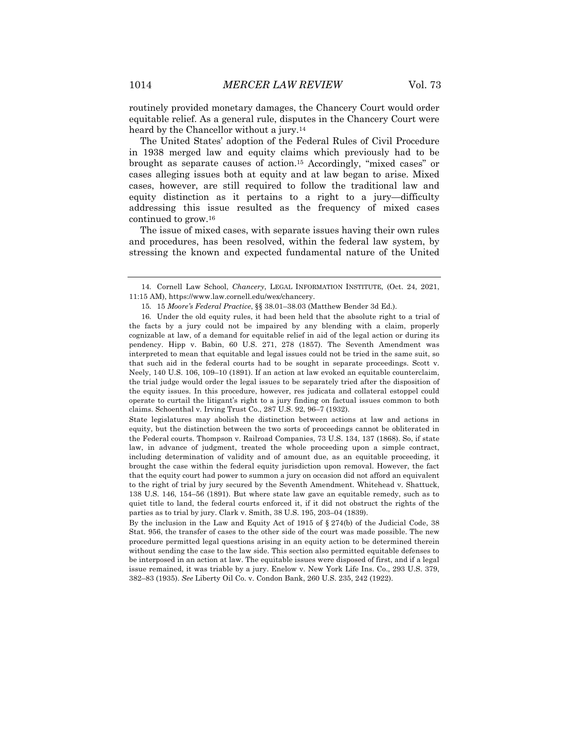routinely provided monetary damages, the Chancery Court would order equitable relief. As a general rule, disputes in the Chancery Court were heard by the Chancellor without a jury.[14]

The United States' adoption of the Federal Rules of Civil Procedure in 1938 merged law and equity claims which previously had to be brought as separate causes of action.[15] Accordingly, "mixed cases" or cases alleging issues both at equity and at law began to arise. Mixed cases, however, are still required to follow the traditional law and equity distinction as it pertains to a right to a jury—difficulty addressing this issue resulted as the frequency of mixed cases continued to grow.[16]

The issue of mixed cases, with separate issues having their own rules and procedures, has been resolved, within the federal law system, by stressing the known and expected fundamental nature of the United

---

14. Cornell Law School, *Chancery*, LEGAL INFORMATION INSTITUTE, (Oct. 24, 2021, 11:15 AM), https://www.law.cornell.edu/wex/chancery.

15. 15 *Moore's Federal Practice*, §§ 38.01–38.03 (Matthew Bender 3d Ed.).

16. Under the old equity rules, it had been held that the absolute right to a trial of the facts by a jury could not be impaired by any blending with a claim, properly cognizable at law, of a demand for equitable relief in aid of the legal action or during its pendency. Hipp v. Babin, 60 U.S. 271, 278 (1857). The Seventh Amendment was interpreted to mean that equitable and legal issues could not be tried in the same suit, so that such aid in the federal courts had to be sought in separate proceedings. Scott v. Neely, 140 U.S. 106, 109–10 (1891). If an action at law evoked an equitable counterclaim, the trial judge would order the legal issues to be separately tried after the disposition of the equity issues. In this procedure, however, res judicata and collateral estoppel could operate to curtail the litigant's right to a jury finding on factual issues common to both claims. Schoenthal v. Irving Trust Co., 287 U.S. 92, 96–7 (1932).

State legislatures may abolish the distinction between actions at law and actions in equity, but the distinction between the two sorts of proceedings cannot be obliterated in the Federal courts. Thompson v. Railroad Companies, 73 U.S. 134, 137 (1868). So, if state law, in advance of judgment, treated the whole proceeding upon a simple contract, including determination of validity and of amount due, as an equitable proceeding, it brought the case within the federal equity jurisdiction upon removal. However, the fact that the equity court had power to summon a jury on occasion did not afford an equivalent to the right of trial by jury secured by the Seventh Amendment. Whitehead v. Shattuck, 138 U.S. 146, 154–56 (1891). But where state law gave an equitable remedy, such as to quiet title to land, the federal courts enforced it, if it did not obstruct the rights of the parties as to trial by jury. Clark v. Smith, 38 U.S. 195, 203–04 (1839).

By the inclusion in the Law and Equity Act of 1915 of § 274(b) of the Judicial Code, 38 Stat. 956, the transfer of cases to the other side of the court was made possible. The new procedure permitted legal questions arising in an equity action to be determined therein without sending the case to the law side. This section also permitted equitable defenses to be interposed in an action at law. The equitable issues were disposed of first, and if a legal issue remained, it was triable by a jury. Enelow v. New York Life Ins. Co., 293 U.S. 379, 382–83 (1935). *See* Liberty Oil Co. v. Condon Bank, 260 U.S. 235, 242 (1922).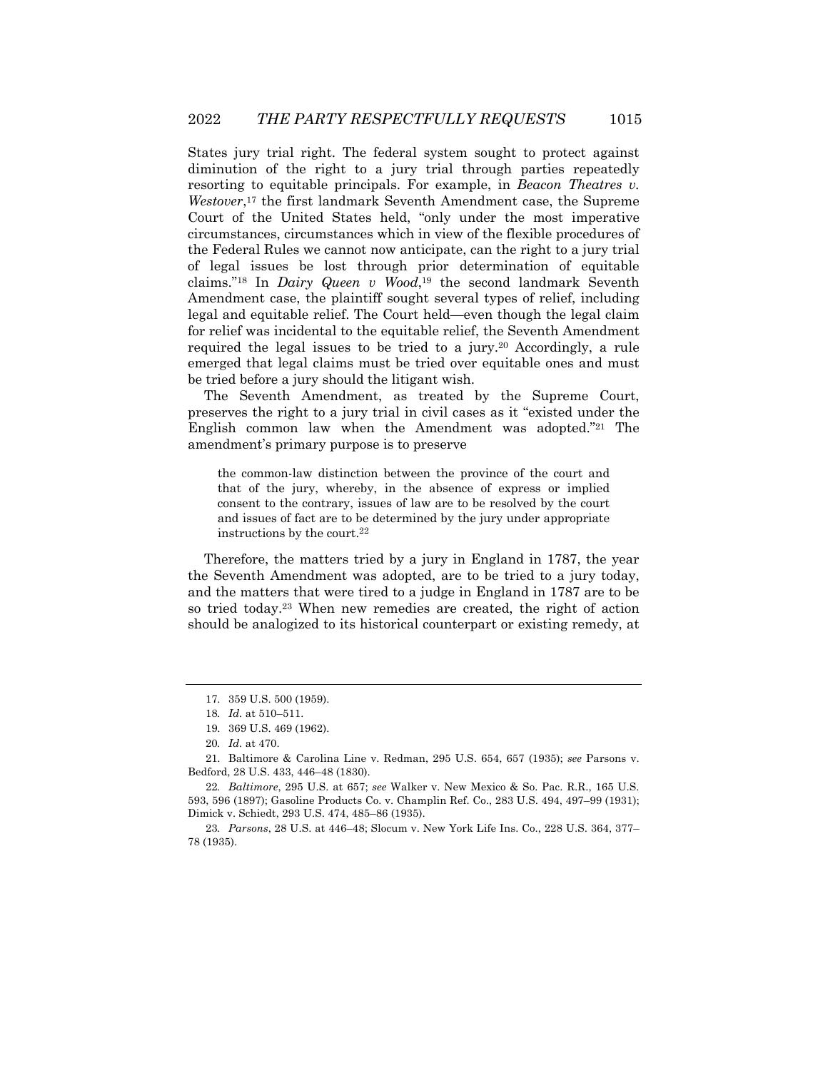States jury trial right. The federal system sought to protect against diminution of the right to a jury trial through parties repeatedly resorting to equitable principals. For example, in *Beacon Theatres v. Westover*,[17] the first landmark Seventh Amendment case, the Supreme Court of the United States held, "only under the most imperative circumstances, circumstances which in view of the flexible procedures of the Federal Rules we cannot now anticipate, can the right to a jury trial of legal issues be lost through prior determination of equitable claims."[18] In *Dairy Queen v Wood*,[19] the second landmark Seventh Amendment case, the plaintiff sought several types of relief, including legal and equitable relief. The Court held—even though the legal claim for relief was incidental to the equitable relief, the Seventh Amendment required the legal issues to be tried to a jury.[20] Accordingly, a rule emerged that legal claims must be tried over equitable ones and must be tried before a jury should the litigant wish.

The Seventh Amendment, as treated by the Supreme Court, preserves the right to a jury trial in civil cases as it "existed under the English common law when the Amendment was adopted."[21] The amendment's primary purpose is to preserve

> the common-law distinction between the province of the court and that of the jury, whereby, in the absence of express or implied consent to the contrary, issues of law are to be resolved by the court and issues of fact are to be determined by the jury under appropriate instructions by the court.[22]

Therefore, the matters tried by a jury in England in 1787, the year the Seventh Amendment was adopted, are to be tried to a jury today, and the matters that were tired to a judge in England in 1787 are to be so tried today.[23] When new remedies are created, the right of action should be analogized to its historical counterpart or existing remedy, at

---

17. 359 U.S. 500 (1959).

18. *Id.* at 510–511.

19. 369 U.S. 469 (1962).

20. *Id.* at 470.

21. Baltimore & Carolina Line v. Redman, 295 U.S. 654, 657 (1935); *see* Parsons v. Bedford, 28 U.S. 433, 446–48 (1830).

22. *Baltimore*, 295 U.S. at 657; *see* Walker v. New Mexico & So. Pac. R.R., 165 U.S. 593, 596 (1897); Gasoline Products Co. v. Champlin Ref. Co., 283 U.S. 494, 497–99 (1931); Dimick v. Schiedt, 293 U.S. 474, 485–86 (1935).

23. *Parsons*, 28 U.S. at 446–48; Slocum v. New York Life Ins. Co., 228 U.S. 364, 377–78 (1935).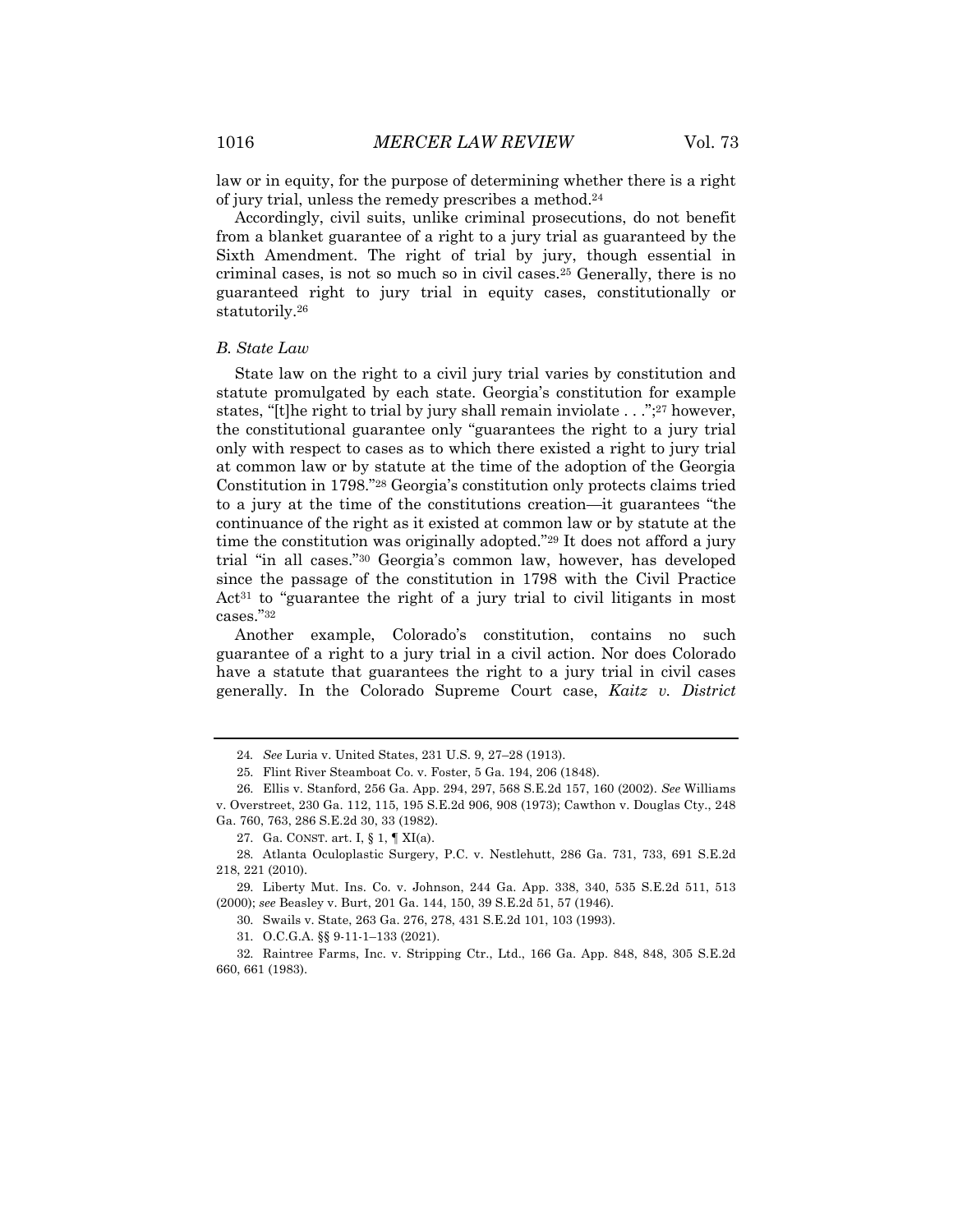law or in equity, for the purpose of determining whether there is a right of jury trial, unless the remedy prescribes a method.[24]

Accordingly, civil suits, unlike criminal prosecutions, do not benefit from a blanket guarantee of a right to a jury trial as guaranteed by the Sixth Amendment. The right of trial by jury, though essential in criminal cases, is not so much so in civil cases.[25] Generally, there is no guaranteed right to jury trial in equity cases, constitutionally or statutorily.[26]

### *B. State Law*

State law on the right to a civil jury trial varies by constitution and statute promulgated by each state. Georgia's constitution for example states, "[t]he right to trial by jury shall remain inviolate . . .";[27] however, the constitutional guarantee only "guarantees the right to a jury trial only with respect to cases as to which there existed a right to jury trial at common law or by statute at the time of the adoption of the Georgia Constitution in 1798."[28] Georgia's constitution only protects claims tried to a jury at the time of the constitutions creation—it guarantees "the continuance of the right as it existed at common law or by statute at the time the constitution was originally adopted."[29] It does not afford a jury trial "in all cases."[30] Georgia's common law, however, has developed since the passage of the constitution in 1798 with the Civil Practice Act[31] to "guarantee the right of a jury trial to civil litigants in most cases."[32]

Another example, Colorado's constitution, contains no such guarantee of a right to a jury trial in a civil action. Nor does Colorado have a statute that guarantees the right to a jury trial in civil cases generally. In the Colorado Supreme Court case, *Kaitz v. District*

---

24. *See* Luria v. United States, 231 U.S. 9, 27–28 (1913).

25. Flint River Steamboat Co. v. Foster, 5 Ga. 194, 206 (1848).

26. Ellis v. Stanford, 256 Ga. App. 294, 297, 568 S.E.2d 157, 160 (2002). *See* Williams v. Overstreet, 230 Ga. 112, 115, 195 S.E.2d 906, 908 (1973); Cawthon v. Douglas Cty., 248 Ga. 760, 763, 286 S.E.2d 30, 33 (1982).

27. Ga. CONST. art. I, § 1, ¶ XI(a).

28. Atlanta Oculoplastic Surgery, P.C. v. Nestlehutt, 286 Ga. 731, 733, 691 S.E.2d 218, 221 (2010).

29. Liberty Mut. Ins. Co. v. Johnson, 244 Ga. App. 338, 340, 535 S.E.2d 511, 513 (2000); *see* Beasley v. Burt, 201 Ga. 144, 150, 39 S.E.2d 51, 57 (1946).

30. Swails v. State, 263 Ga. 276, 278, 431 S.E.2d 101, 103 (1993).

31. O.C.G.A. §§ 9-11-1–133 (2021).

32. Raintree Farms, Inc. v. Stripping Ctr., Ltd., 166 Ga. App. 848, 848, 305 S.E.2d 660, 661 (1983).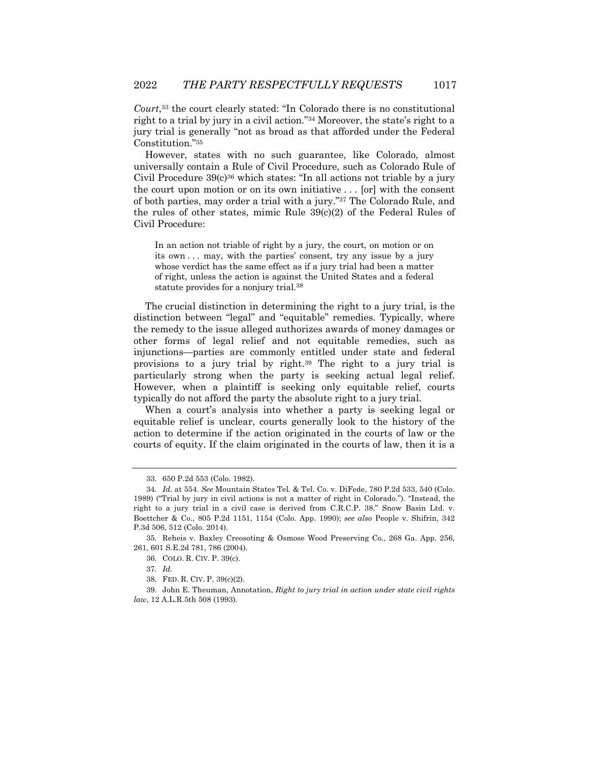*Court*,[33] the court clearly stated: "In Colorado there is no constitutional right to a trial by jury in a civil action."[34] Moreover, the state's right to a jury trial is generally "not as broad as that afforded under the Federal Constitution."[35]

However, states with no such guarantee, like Colorado, almost universally contain a Rule of Civil Procedure, such as Colorado Rule of Civil Procedure 39(c)[36] which states: "In all actions not triable by a jury the court upon motion or on its own initiative . . . [or] with the consent of both parties, may order a trial with a jury."[37] The Colorado Rule, and the rules of other states, mimic Rule 39(c)(2) of the Federal Rules of Civil Procedure:

> In an action not triable of right by a jury, the court, on motion or on its own . . . may, with the parties' consent, try any issue by a jury whose verdict has the same effect as if a jury trial had been a matter of right, unless the action is against the United States and a federal statute provides for a nonjury trial.[38]

The crucial distinction in determining the right to a jury trial, is the distinction between "legal" and "equitable" remedies. Typically, where the remedy to the issue alleged authorizes awards of money damages or other forms of legal relief and not equitable remedies, such as injunctions—parties are commonly entitled under state and federal provisions to a jury trial by right.[39] The right to a jury trial is particularly strong when the party is seeking actual legal relief. However, when a plaintiff is seeking only equitable relief, courts typically do not afford the party the absolute right to a jury trial.

When a court's analysis into whether a party is seeking legal or equitable relief is unclear, courts generally look to the history of the action to determine if the action originated in the courts of law or the courts of equity. If the claim originated in the courts of law, then it is a

---

33. 650 P.2d 553 (Colo. 1982).

34. *Id.* at 554. *See* Mountain States Tel. & Tel. Co. v. DiFede, 780 P.2d 533, 540 (Colo. 1989) ("Trial by jury in civil actions is not a matter of right in Colorado."). "Instead, the right to a jury trial in a civil case is derived from C.R.C.P. 38." Snow Basin Ltd. v. Boettcher & Co., 805 P.2d 1151, 1154 (Colo. App. 1990); *see also* People v. Shifrin, 342 P.3d 506, 512 (Colo. 2014).

35. Reheis v. Baxley Creosoting & Osmose Wood Preserving Co., 268 Ga. App. 256, 261, 601 S.E.2d 781, 786 (2004).

36. COLO. R. CIV. P. 39(c).

37. *Id.*

38. FED. R. CIV. P. 39(c)(2).

39. John E. Theuman, Annotation, *Right to jury trial in action under state civil rights law*, 12 A.L.R.5th 508 (1993).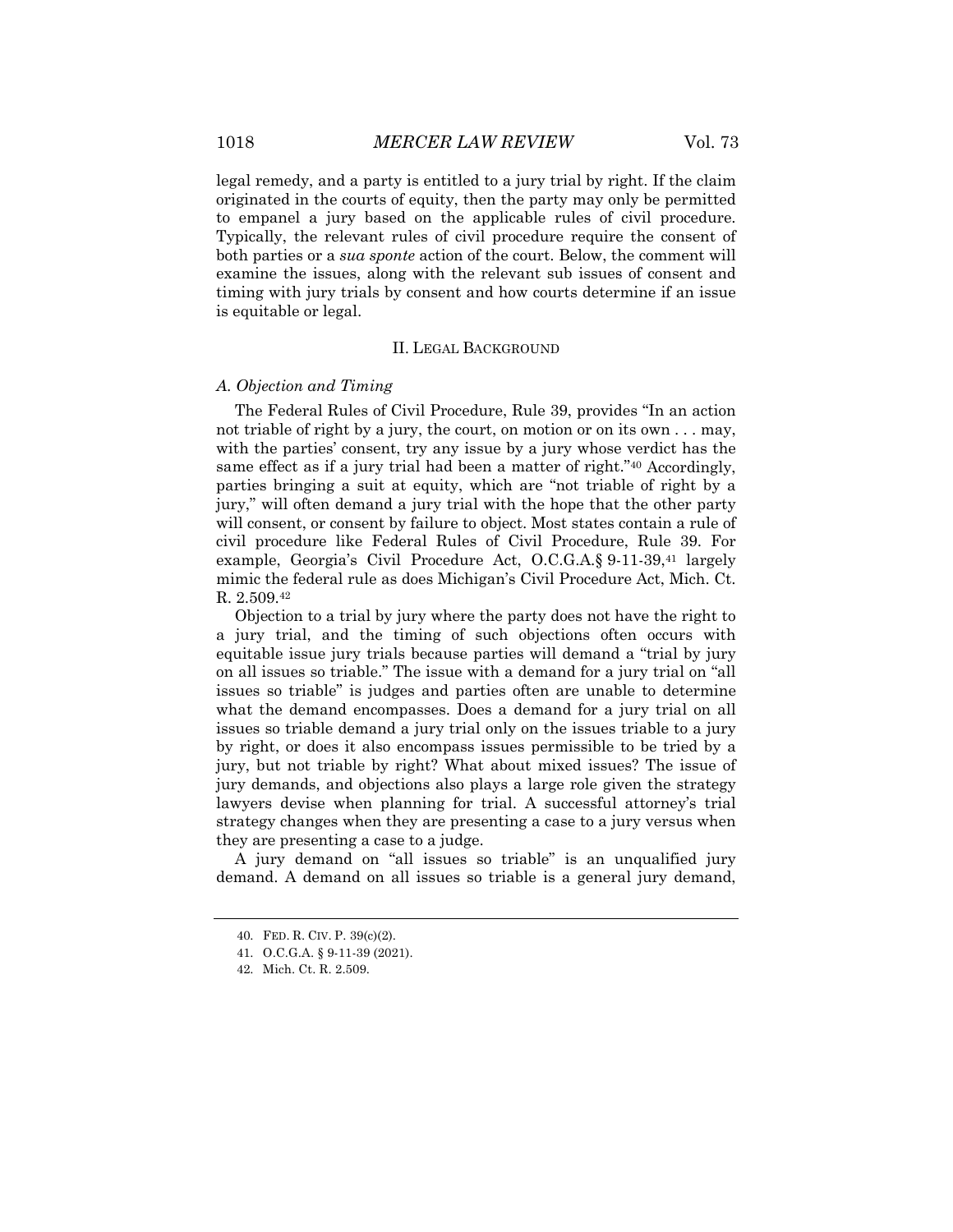legal remedy, and a party is entitled to a jury trial by right. If the claim originated in the courts of equity, then the party may only be permitted to empanel a jury based on the applicable rules of civil procedure. Typically, the relevant rules of civil procedure require the consent of both parties or a *sua sponte* action of the court. Below, the comment will examine the issues, along with the relevant sub issues of consent and timing with jury trials by consent and how courts determine if an issue is equitable or legal.

## II. Legal Background

### *A. Objection and Timing*

The Federal Rules of Civil Procedure, Rule 39, provides "In an action not triable of right by a jury, the court, on motion or on its own . . . may, with the parties' consent, try any issue by a jury whose verdict has the same effect as if a jury trial had been a matter of right."[40] Accordingly, parties bringing a suit at equity, which are "not triable of right by a jury," will often demand a jury trial with the hope that the other party will consent, or consent by failure to object. Most states contain a rule of civil procedure like Federal Rules of Civil Procedure, Rule 39. For example, Georgia's Civil Procedure Act, O.C.G.A.§ 9-11-39,[41] largely mimic the federal rule as does Michigan's Civil Procedure Act, Mich. Ct. R. 2.509.[42]

Objection to a trial by jury where the party does not have the right to a jury trial, and the timing of such objections often occurs with equitable issue jury trials because parties will demand a "trial by jury on all issues so triable." The issue with a demand for a jury trial on "all issues so triable" is judges and parties often are unable to determine what the demand encompasses. Does a demand for a jury trial on all issues so triable demand a jury trial only on the issues triable to a jury by right, or does it also encompass issues permissible to be tried by a jury, but not triable by right? What about mixed issues? The issue of jury demands, and objections also plays a large role given the strategy lawyers devise when planning for trial. A successful attorney's trial strategy changes when they are presenting a case to a jury versus when they are presenting a case to a judge.

A jury demand on "all issues so triable" is an unqualified jury demand. A demand on all issues so triable is a general jury demand,

---

40. FED. R. CIV. P. 39(c)(2).

41. O.C.G.A. § 9-11-39 (2021).

42. Mich. Ct. R. 2.509.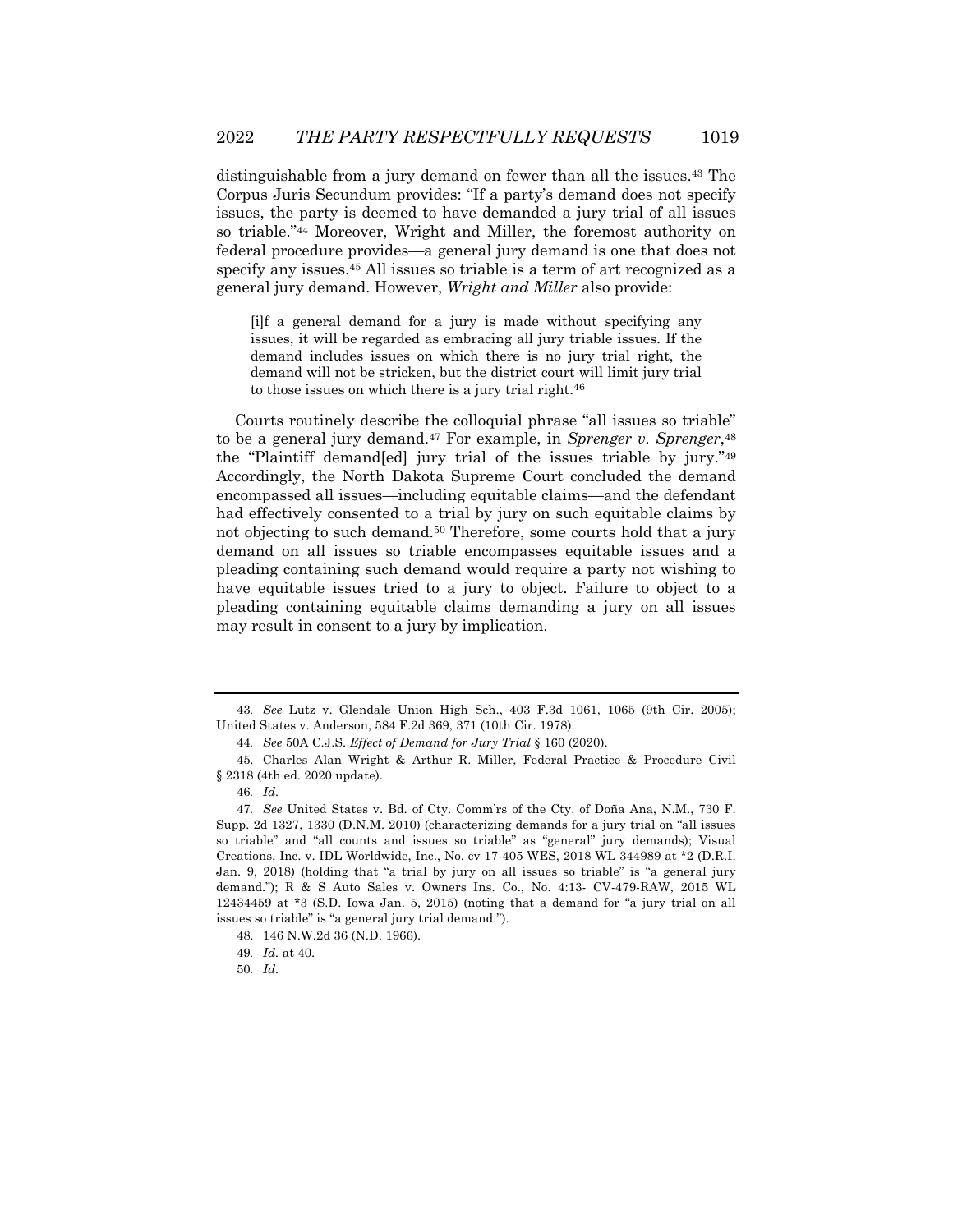distinguishable from a jury demand on fewer than all the issues.[43] The Corpus Juris Secundum provides: "If a party's demand does not specify issues, the party is deemed to have demanded a jury trial of all issues so triable."[44] Moreover, Wright and Miller, the foremost authority on federal procedure provides—a general jury demand is one that does not specify any issues.[45] All issues so triable is a term of art recognized as a general jury demand. However, *Wright and Miller* also provide:

> [i]f a general demand for a jury is made without specifying any issues, it will be regarded as embracing all jury triable issues. If the demand includes issues on which there is no jury trial right, the demand will not be stricken, but the district court will limit jury trial to those issues on which there is a jury trial right.[46]

Courts routinely describe the colloquial phrase "all issues so triable" to be a general jury demand.[47] For example, in *Sprenger v. Sprenger*,[48] the "Plaintiff demand[ed] jury trial of the issues triable by jury."[49] Accordingly, the North Dakota Supreme Court concluded the demand encompassed all issues—including equitable claims—and the defendant had effectively consented to a trial by jury on such equitable claims by not objecting to such demand.[50] Therefore, some courts hold that a jury demand on all issues so triable encompasses equitable issues and a pleading containing such demand would require a party not wishing to have equitable issues tried to a jury to object. Failure to object to a pleading containing equitable claims demanding a jury on all issues may result in consent to a jury by implication.

---

43. *See* Lutz v. Glendale Union High Sch., 403 F.3d 1061, 1065 (9th Cir. 2005); United States v. Anderson, 584 F.2d 369, 371 (10th Cir. 1978).

44. *See* 50A C.J.S. *Effect of Demand for Jury Trial* § 160 (2020).

45. Charles Alan Wright & Arthur R. Miller, Federal Practice & Procedure Civil § 2318 (4th ed. 2020 update).

46. *Id.*

47. *See* United States v. Bd. of Cty. Comm'rs of the Cty. of Doña Ana, N.M., 730 F. Supp. 2d 1327, 1330 (D.N.M. 2010) (characterizing demands for a jury trial on "all issues so triable" and "all counts and issues so triable" as "general" jury demands); Visual Creations, Inc. v. IDL Worldwide, Inc., No. cv 17-405 WES, 2018 WL 344989 at *2 (D.R.I. Jan. 9, 2018) (holding that "a trial by jury on all issues so triable" is "a general jury demand."); R & S Auto Sales v. Owners Ins. Co., No. 4:13- CV-479-RAW, 2015 WL 12434459 at *3 (S.D. Iowa Jan. 5, 2015) (noting that a demand for "a jury trial on all issues so triable" is "a general jury trial demand.").

48. 146 N.W.2d 36 (N.D. 1966).

49. *Id.* at 40.

50. *Id.*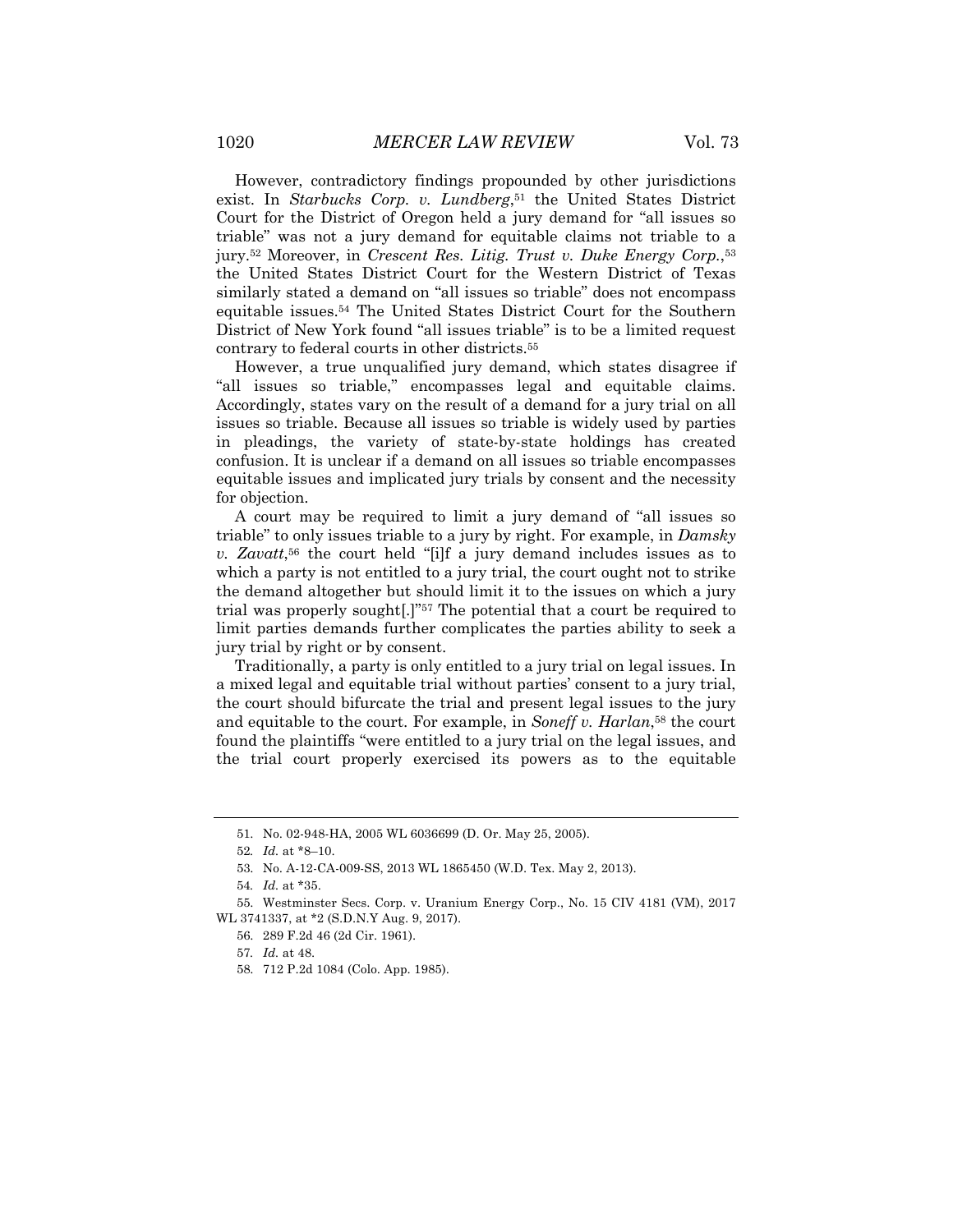However, contradictory findings propounded by other jurisdictions exist. In *Starbucks Corp. v. Lundberg*,[51] the United States District Court for the District of Oregon held a jury demand for "all issues so triable" was not a jury demand for equitable claims not triable to a jury.[52] Moreover, in *Crescent Res. Litig. Trust v. Duke Energy Corp.*,[53] the United States District Court for the Western District of Texas similarly stated a demand on "all issues so triable" does not encompass equitable issues.[54] The United States District Court for the Southern District of New York found "all issues triable" is to be a limited request contrary to federal courts in other districts.[55]

However, a true unqualified jury demand, which states disagree if "all issues so triable," encompasses legal and equitable claims. Accordingly, states vary on the result of a demand for a jury trial on all issues so triable. Because all issues so triable is widely used by parties in pleadings, the variety of state-by-state holdings has created confusion. It is unclear if a demand on all issues so triable encompasses equitable issues and implicated jury trials by consent and the necessity for objection.

A court may be required to limit a jury demand of "all issues so triable" to only issues triable to a jury by right. For example, in *Damsky v. Zavatt*,[56] the court held "[i]f a jury demand includes issues as to which a party is not entitled to a jury trial, the court ought not to strike the demand altogether but should limit it to the issues on which a jury trial was properly sought[.]"[57] The potential that a court be required to limit parties demands further complicates the parties ability to seek a jury trial by right or by consent.

Traditionally, a party is only entitled to a jury trial on legal issues. In a mixed legal and equitable trial without parties' consent to a jury trial, the court should bifurcate the trial and present legal issues to the jury and equitable to the court. For example, in *Soneff v. Harlan*,[58] the court found the plaintiffs "were entitled to a jury trial on the legal issues, and the trial court properly exercised its powers as to the equitable

---

51. No. 02-948-HA, 2005 WL 6036699 (D. Or. May 25, 2005).

52. *Id.* at *8–10.

53. No. A-12-CA-009-SS, 2013 WL 1865450 (W.D. Tex. May 2, 2013).

54. *Id.* at *35.

55. Westminster Secs. Corp. v. Uranium Energy Corp., No. 15 CIV 4181 (VM), 2017 WL 3741337, at *2 (S.D.N.Y Aug. 9, 2017).

56. 289 F.2d 46 (2d Cir. 1961).

57. *Id.* at 48.

58. 712 P.2d 1084 (Colo. App. 1985).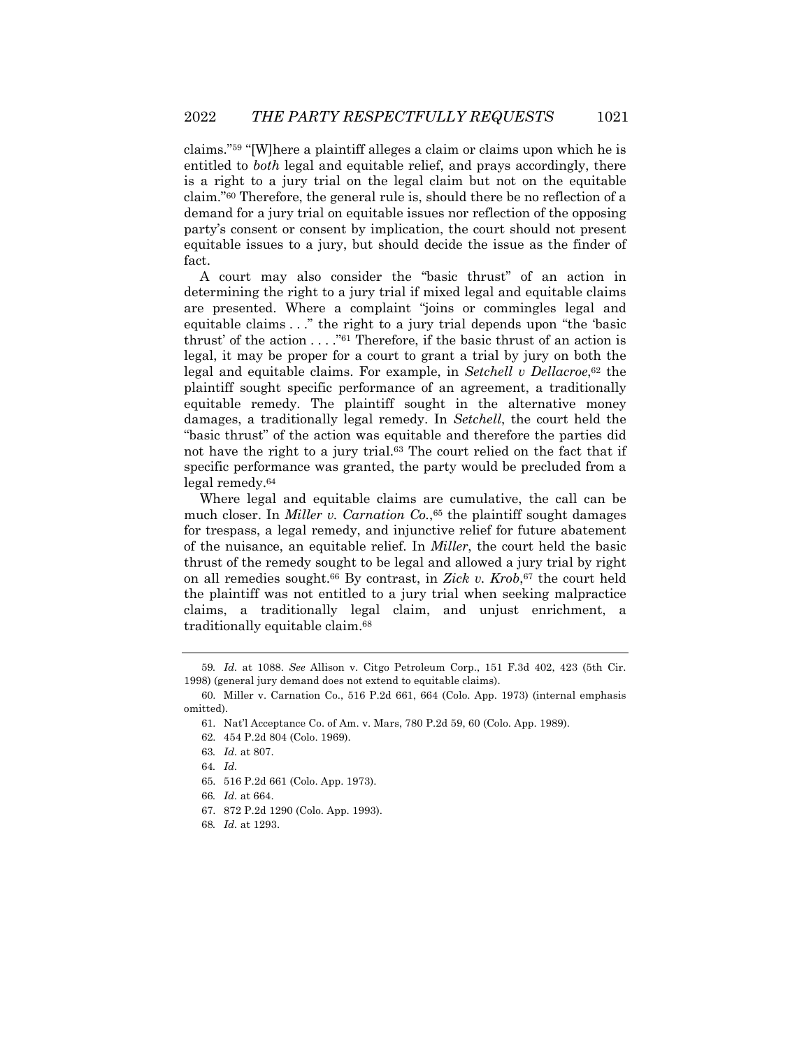claims."[59] "[W]here a plaintiff alleges a claim or claims upon which he is entitled to *both* legal and equitable relief, and prays accordingly, there is a right to a jury trial on the legal claim but not on the equitable claim."[60] Therefore, the general rule is, should there be no reflection of a demand for a jury trial on equitable issues nor reflection of the opposing party's consent or consent by implication, the court should not present equitable issues to a jury, but should decide the issue as the finder of fact.

A court may also consider the "basic thrust" of an action in determining the right to a jury trial if mixed legal and equitable claims are presented. Where a complaint "joins or commingles legal and equitable claims . . ." the right to a jury trial depends upon "the 'basic thrust' of the action . . . ."[61] Therefore, if the basic thrust of an action is legal, it may be proper for a court to grant a trial by jury on both the legal and equitable claims. For example, in *Setchell v Dellacroe*,[62] the plaintiff sought specific performance of an agreement, a traditionally equitable remedy. The plaintiff sought in the alternative money damages, a traditionally legal remedy. In *Setchell*, the court held the "basic thrust" of the action was equitable and therefore the parties did not have the right to a jury trial.[63] The court relied on the fact that if specific performance was granted, the party would be precluded from a legal remedy.[64]

Where legal and equitable claims are cumulative, the call can be much closer. In *Miller v. Carnation Co.*,[65] the plaintiff sought damages for trespass, a legal remedy, and injunctive relief for future abatement of the nuisance, an equitable relief. In *Miller*, the court held the basic thrust of the remedy sought to be legal and allowed a jury trial by right on all remedies sought.[66] By contrast, in *Zick v. Krob*,[67] the court held the plaintiff was not entitled to a jury trial when seeking malpractice claims, a traditionally legal claim, and unjust enrichment, a traditionally equitable claim.[68]

---

59. *Id.* at 1088. *See* Allison v. Citgo Petroleum Corp., 151 F.3d 402, 423 (5th Cir. 1998) (general jury demand does not extend to equitable claims).

60. Miller v. Carnation Co., 516 P.2d 661, 664 (Colo. App. 1973) (internal emphasis omitted).

61. Nat'l Acceptance Co. of Am. v. Mars, 780 P.2d 59, 60 (Colo. App. 1989).

62. 454 P.2d 804 (Colo. 1969).

63. *Id.* at 807.

64. *Id.*

65. 516 P.2d 661 (Colo. App. 1973).

66. *Id.* at 664.

67. 872 P.2d 1290 (Colo. App. 1993).

68. *Id.* at 1293.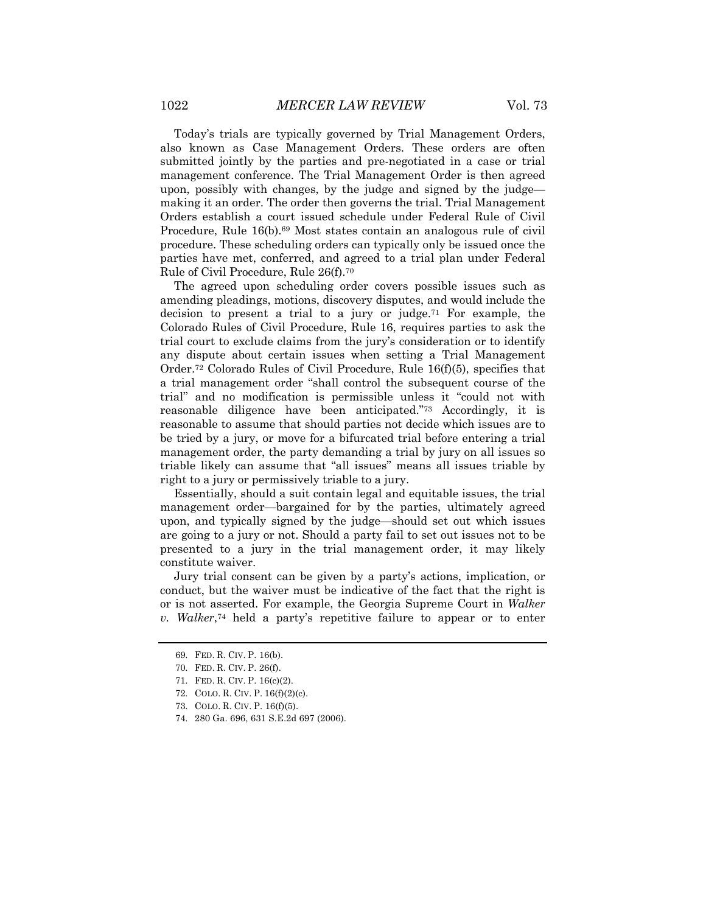Today's trials are typically governed by Trial Management Orders, also known as Case Management Orders. These orders are often submitted jointly by the parties and pre-negotiated in a case or trial management conference. The Trial Management Order is then agreed upon, possibly with changes, by the judge and signed by the judge—making it an order. The order then governs the trial. Trial Management Orders establish a court issued schedule under Federal Rule of Civil Procedure, Rule 16(b).[69] Most states contain an analogous rule of civil procedure. These scheduling orders can typically only be issued once the parties have met, conferred, and agreed to a trial plan under Federal Rule of Civil Procedure, Rule 26(f).[70]

The agreed upon scheduling order covers possible issues such as amending pleadings, motions, discovery disputes, and would include the decision to present a trial to a jury or judge.[71] For example, the Colorado Rules of Civil Procedure, Rule 16, requires parties to ask the trial court to exclude claims from the jury's consideration or to identify any dispute about certain issues when setting a Trial Management Order.[72] Colorado Rules of Civil Procedure, Rule 16(f)(5), specifies that a trial management order "shall control the subsequent course of the trial" and no modification is permissible unless it "could not with reasonable diligence have been anticipated."[73] Accordingly, it is reasonable to assume that should parties not decide which issues are to be tried by a jury, or move for a bifurcated trial before entering a trial management order, the party demanding a trial by jury on all issues so triable likely can assume that "all issues" means all issues triable by right to a jury or permissively triable to a jury.

Essentially, should a suit contain legal and equitable issues, the trial management order—bargained for by the parties, ultimately agreed upon, and typically signed by the judge—should set out which issues are going to a jury or not. Should a party fail to set out issues not to be presented to a jury in the trial management order, it may likely constitute waiver.

Jury trial consent can be given by a party's actions, implication, or conduct, but the waiver must be indicative of the fact that the right is or is not asserted. For example, the Georgia Supreme Court in *Walker v. Walker*,[74] held a party's repetitive failure to appear or to enter

---

69. FED. R. CIV. P. 16(b).

70. FED. R. CIV. P. 26(f).

71. FED. R. CIV. P. 16(c)(2).

72. COLO. R. CIV. P. 16(f)(2)(c).

73. COLO. R. CIV. P. 16(f)(5).

74. 280 Ga. 696, 631 S.E.2d 697 (2006).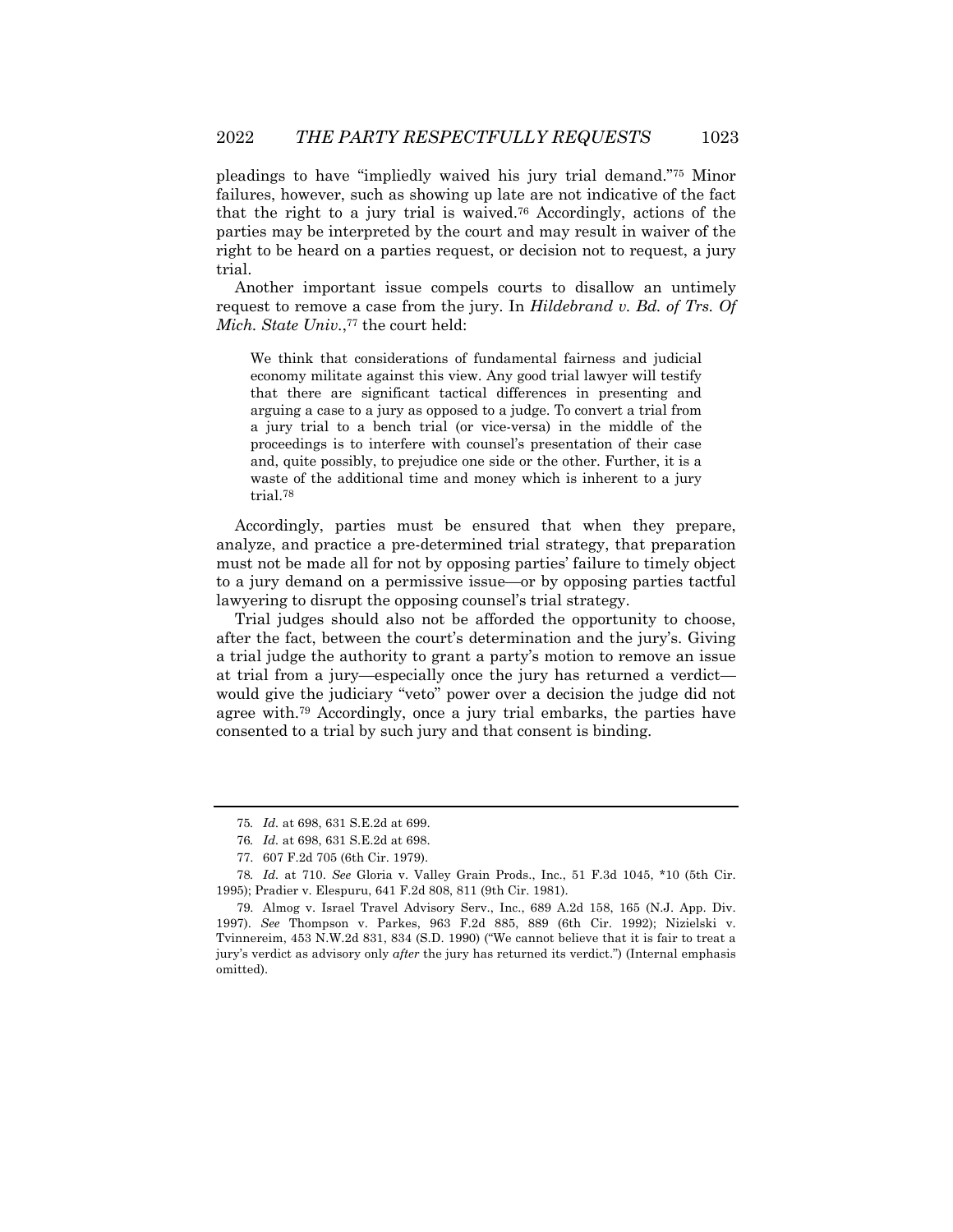pleadings to have "impliedly waived his jury trial demand."[75] Minor failures, however, such as showing up late are not indicative of the fact that the right to a jury trial is waived.[76] Accordingly, actions of the parties may be interpreted by the court and may result in waiver of the right to be heard on a parties request, or decision not to request, a jury trial.

Another important issue compels courts to disallow an untimely request to remove a case from the jury. In *Hildebrand v. Bd. of Trs. Of Mich. State Univ.*,[77] the court held:

> We think that considerations of fundamental fairness and judicial economy militate against this view. Any good trial lawyer will testify that there are significant tactical differences in presenting and arguing a case to a jury as opposed to a judge. To convert a trial from a jury trial to a bench trial (or vice-versa) in the middle of the proceedings is to interfere with counsel's presentation of their case and, quite possibly, to prejudice one side or the other. Further, it is a waste of the additional time and money which is inherent to a jury trial.[78]

Accordingly, parties must be ensured that when they prepare, analyze, and practice a pre-determined trial strategy, that preparation must not be made all for not by opposing parties' failure to timely object to a jury demand on a permissive issue—or by opposing parties tactful lawyering to disrupt the opposing counsel's trial strategy.

Trial judges should also not be afforded the opportunity to choose, after the fact, between the court's determination and the jury's. Giving a trial judge the authority to grant a party's motion to remove an issue at trial from a jury—especially once the jury has returned a verdict—would give the judiciary "veto" power over a decision the judge did not agree with.[79] Accordingly, once a jury trial embarks, the parties have consented to a trial by such jury and that consent is binding.

---

75. *Id.* at 698, 631 S.E.2d at 699.

76. *Id.* at 698, 631 S.E.2d at 698.

77. 607 F.2d 705 (6th Cir. 1979).

78. *Id.* at 710. *See* Gloria v. Valley Grain Prods., Inc., 51 F.3d 1045, *10 (5th Cir. 1995); Pradier v. Elespuru, 641 F.2d 808, 811 (9th Cir. 1981).

79. Almog v. Israel Travel Advisory Serv., Inc., 689 A.2d 158, 165 (N.J. App. Div. 1997). *See* Thompson v. Parkes, 963 F.2d 885, 889 (6th Cir. 1992); Nizielski v. Tvinnereim, 453 N.W.2d 831, 834 (S.D. 1990) ("We cannot believe that it is fair to treat a jury's verdict as advisory only *after* the jury has returned its verdict.") (Internal emphasis omitted).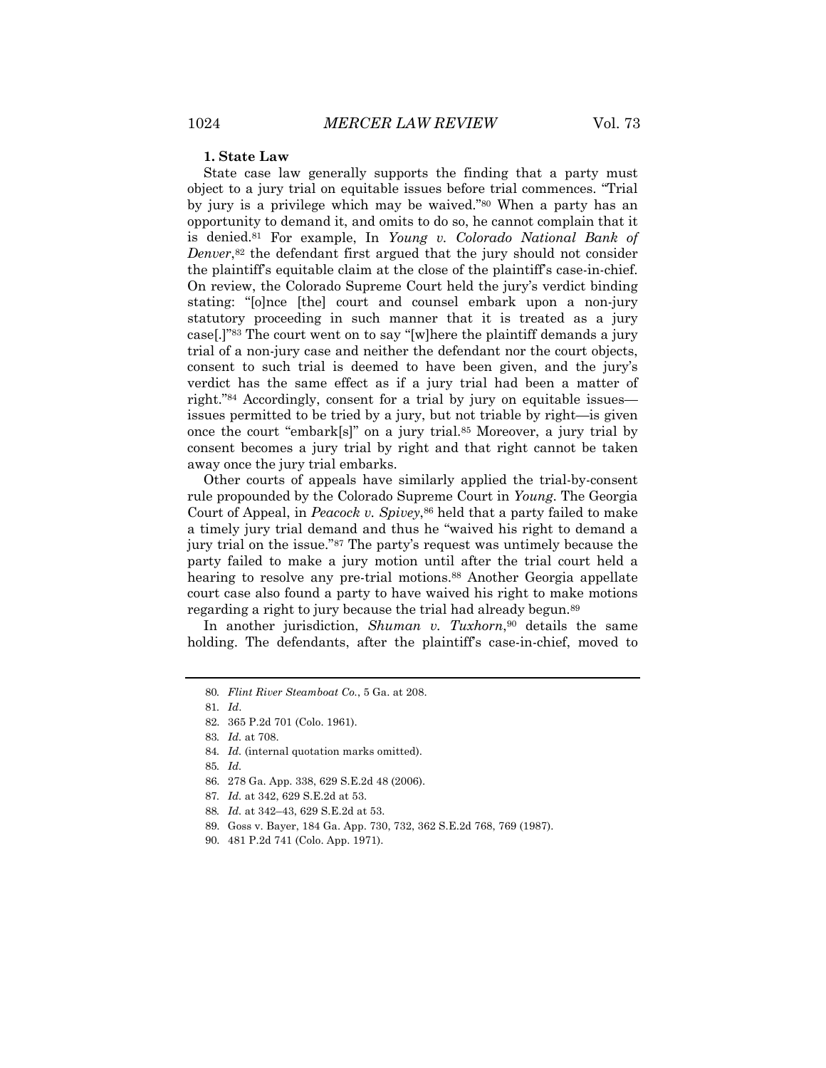### 1. State Law

State case law generally supports the finding that a party must object to a jury trial on equitable issues before trial commences. "Trial by jury is a privilege which may be waived."[80] When a party has an opportunity to demand it, and omits to do so, he cannot complain that it is denied.[81] For example, In *Young v. Colorado National Bank of Denver*,[82] the defendant first argued that the jury should not consider the plaintiff's equitable claim at the close of the plaintiff's case-in-chief. On review, the Colorado Supreme Court held the jury's verdict binding stating: "[o]nce [the] court and counsel embark upon a non-jury statutory proceeding in such manner that it is treated as a jury case[.]"[83] The court went on to say "[w]here the plaintiff demands a jury trial of a non-jury case and neither the defendant nor the court objects, consent to such trial is deemed to have been given, and the jury's verdict has the same effect as if a jury trial had been a matter of right."[84] Accordingly, consent for a trial by jury on equitable issues—issues permitted to be tried by a jury, but not triable by right—is given once the court "embark[s]" on a jury trial.[85] Moreover, a jury trial by consent becomes a jury trial by right and that right cannot be taken away once the jury trial embarks.

Other courts of appeals have similarly applied the trial-by-consent rule propounded by the Colorado Supreme Court in *Young*. The Georgia Court of Appeal, in *Peacock v. Spivey*,[86] held that a party failed to make a timely jury trial demand and thus he "waived his right to demand a jury trial on the issue."[87] The party's request was untimely because the party failed to make a jury motion until after the trial court held a hearing to resolve any pre-trial motions.[88] Another Georgia appellate court case also found a party to have waived his right to make motions regarding a right to jury because the trial had already begun.[89]

In another jurisdiction, *Shuman v. Tuxhorn*,[90] details the same holding. The defendants, after the plaintiff's case-in-chief, moved to

---

80. *Flint River Steamboat Co.*, 5 Ga. at 208.
81. *Id*.
82. 365 P.2d 701 (Colo. 1961).
83. *Id.* at 708.
84. *Id.* (internal quotation marks omitted).
85. *Id.*
86. 278 Ga. App. 338, 629 S.E.2d 48 (2006).
87. *Id.* at 342, 629 S.E.2d at 53.
88. *Id.* at 342–43, 629 S.E.2d at 53.
89. Goss v. Bayer, 184 Ga. App. 730, 732, 362 S.E.2d 768, 769 (1987).
90. 481 P.2d 741 (Colo. App. 1971).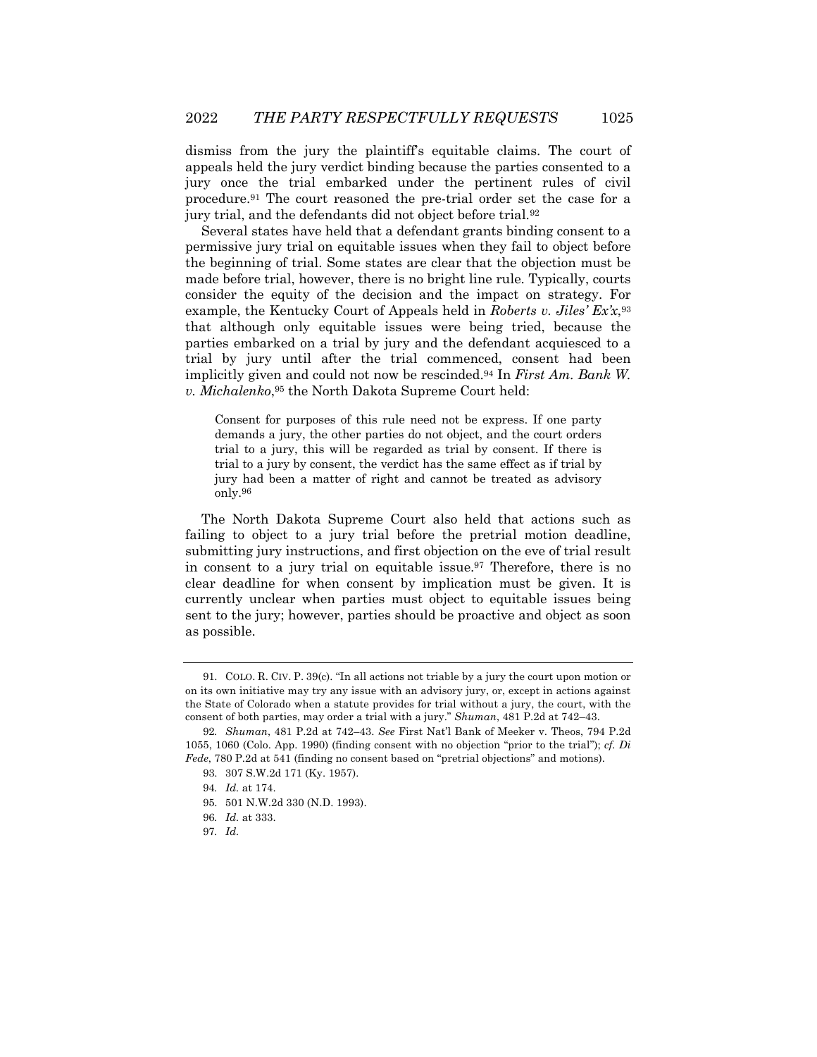dismiss from the jury the plaintiff's equitable claims. The court of appeals held the jury verdict binding because the parties consented to a jury once the trial embarked under the pertinent rules of civil procedure.[91] The court reasoned the pre-trial order set the case for a jury trial, and the defendants did not object before trial.[92]

Several states have held that a defendant grants binding consent to a permissive jury trial on equitable issues when they fail to object before the beginning of trial. Some states are clear that the objection must be made before trial, however, there is no bright line rule. Typically, courts consider the equity of the decision and the impact on strategy. For example, the Kentucky Court of Appeals held in *Roberts v. Jiles' Ex'x*,[93] that although only equitable issues were being tried, because the parties embarked on a trial by jury and the defendant acquiesced to a trial by jury until after the trial commenced, consent had been implicitly given and could not now be rescinded.[94] In *First Am. Bank W. v. Michalenko*,[95] the North Dakota Supreme Court held:

> Consent for purposes of this rule need not be express. If one party demands a jury, the other parties do not object, and the court orders trial to a jury, this will be regarded as trial by consent. If there is trial to a jury by consent, the verdict has the same effect as if trial by jury had been a matter of right and cannot be treated as advisory only.[96]

The North Dakota Supreme Court also held that actions such as failing to object to a jury trial before the pretrial motion deadline, submitting jury instructions, and first objection on the eve of trial result in consent to a jury trial on equitable issue.[97] Therefore, there is no clear deadline for when consent by implication must be given. It is currently unclear when parties must object to equitable issues being sent to the jury; however, parties should be proactive and object as soon as possible.

---

91. COLO. R. CIV. P. 39(c). "In all actions not triable by a jury the court upon motion or on its own initiative may try any issue with an advisory jury, or, except in actions against the State of Colorado when a statute provides for trial without a jury, the court, with the consent of both parties, may order a trial with a jury." *Shuman*, 481 P.2d at 742–43.

92. *Shuman*, 481 P.2d at 742–43. *See* First Nat'l Bank of Meeker v. Theos, 794 P.2d 1055, 1060 (Colo. App. 1990) (finding consent with no objection "prior to the trial"); *cf. Di Fede*, 780 P.2d at 541 (finding no consent based on "pretrial objections" and motions).

93. 307 S.W.2d 171 (Ky. 1957).

94. *Id.* at 174.

95. 501 N.W.2d 330 (N.D. 1993).

96. *Id.* at 333.

97. *Id.*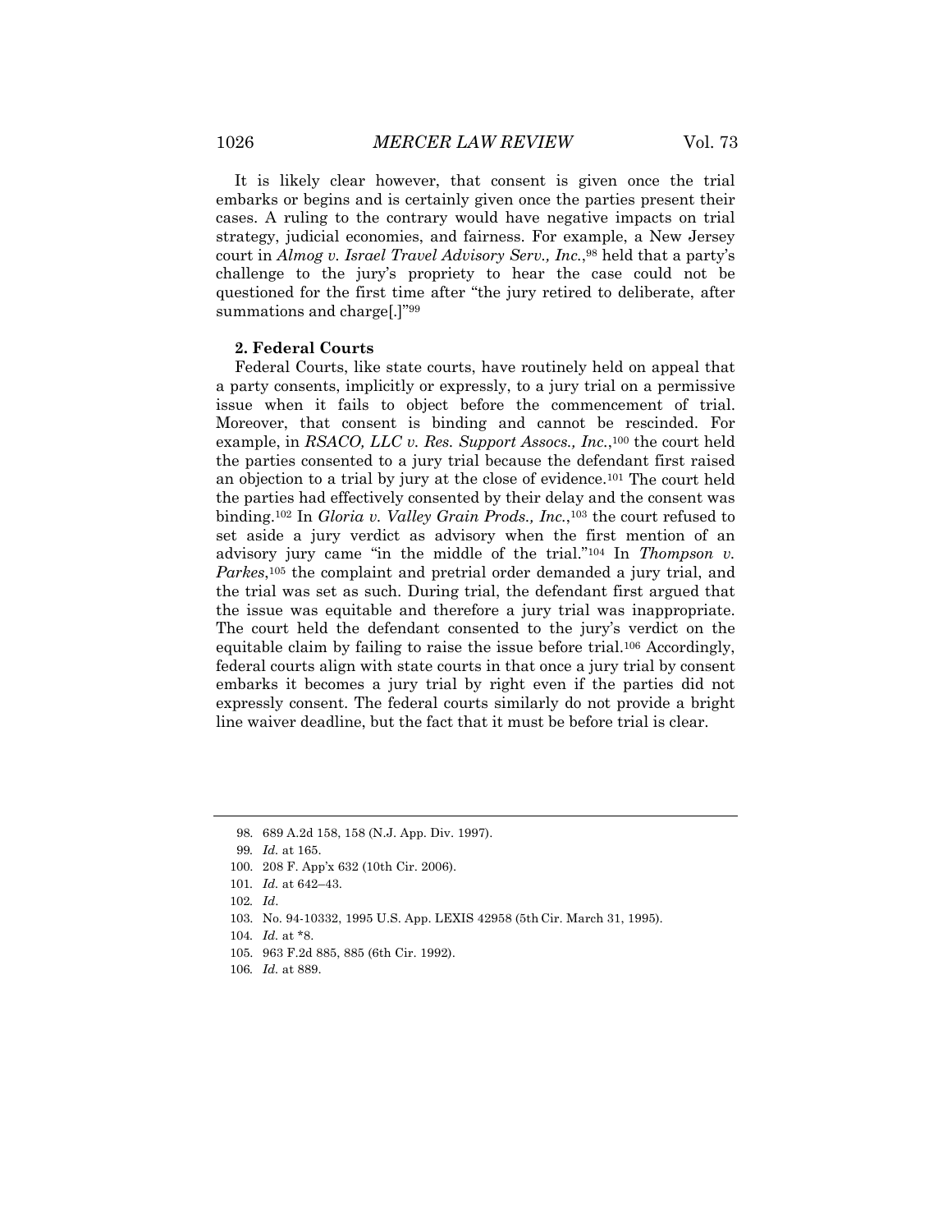It is likely clear however, that consent is given once the trial embarks or begins and is certainly given once the parties present their cases. A ruling to the contrary would have negative impacts on trial strategy, judicial economies, and fairness. For example, a New Jersey court in *Almog v. Israel Travel Advisory Serv., Inc.*,[98] held that a party's challenge to the jury's propriety to hear the case could not be questioned for the first time after "the jury retired to deliberate, after summations and charge[.]"[99]

### 2. Federal Courts

Federal Courts, like state courts, have routinely held on appeal that a party consents, implicitly or expressly, to a jury trial on a permissive issue when it fails to object before the commencement of trial. Moreover, that consent is binding and cannot be rescinded. For example, in *RSACO, LLC v. Res. Support Assocs., Inc.*,[100] the court held the parties consented to a jury trial because the defendant first raised an objection to a trial by jury at the close of evidence.[101] The court held the parties had effectively consented by their delay and the consent was binding.[102] In *Gloria v. Valley Grain Prods., Inc.*,[103] the court refused to set aside a jury verdict as advisory when the first mention of an advisory jury came "in the middle of the trial."[104] In *Thompson v. Parkes*,[105] the complaint and pretrial order demanded a jury trial, and the trial was set as such. During trial, the defendant first argued that the issue was equitable and therefore a jury trial was inappropriate. The court held the defendant consented to the jury's verdict on the equitable claim by failing to raise the issue before trial.[106] Accordingly, federal courts align with state courts in that once a jury trial by consent embarks it becomes a jury trial by right even if the parties did not expressly consent. The federal courts similarly do not provide a bright line waiver deadline, but the fact that it must be before trial is clear.

---

98. 689 A.2d 158, 158 (N.J. App. Div. 1997).

99. *Id.* at 165.

100. 208 F. App'x 632 (10th Cir. 2006).

101. *Id.* at 642–43.

102. *Id*.

103. No. 94-10332, 1995 U.S. App. LEXIS 42958 (5th Cir. March 31, 1995).

104. *Id.* at *8.

105. 963 F.2d 885, 885 (6th Cir. 1992).

106. *Id.* at 889.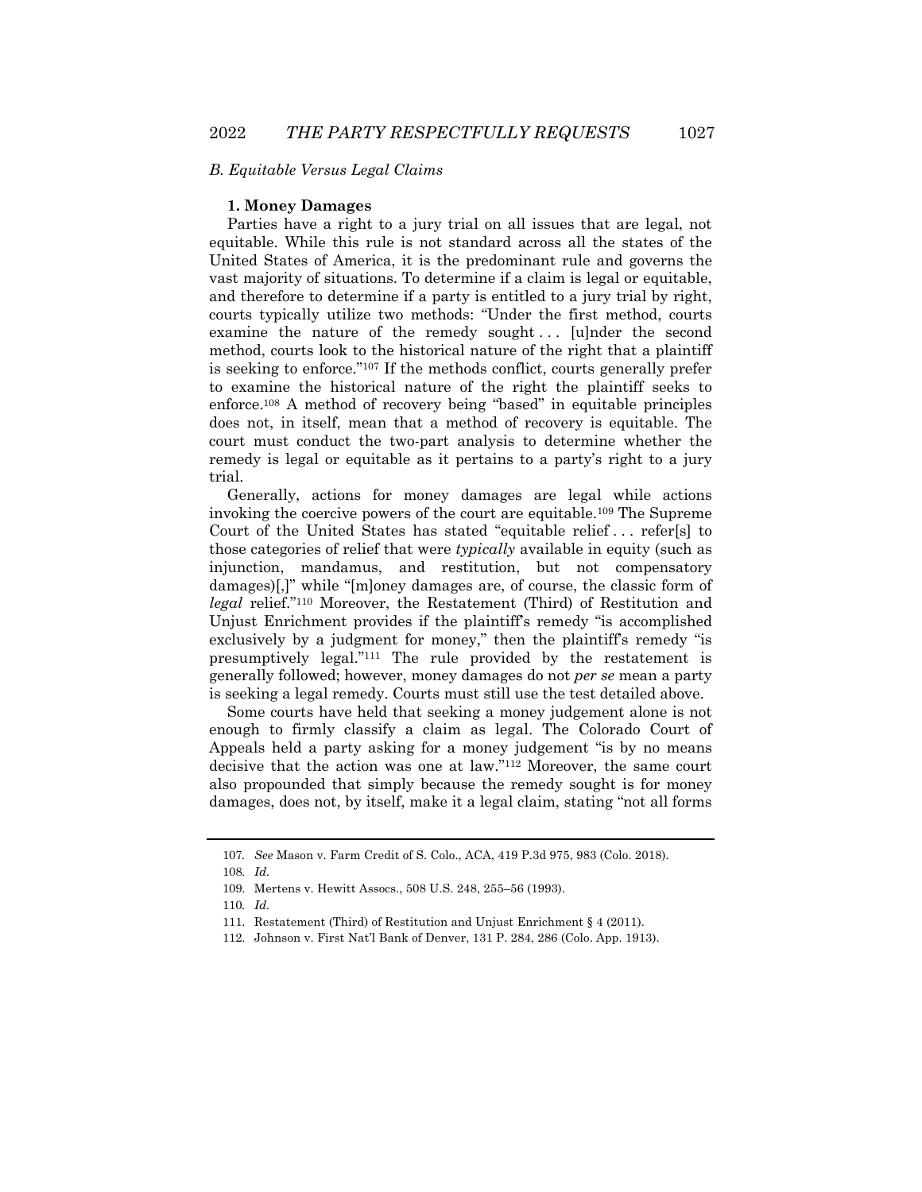### *B. Equitable Versus Legal Claims*

#### 1. Money Damages

Parties have a right to a jury trial on all issues that are legal, not equitable. While this rule is not standard across all the states of the United States of America, it is the predominant rule and governs the vast majority of situations. To determine if a claim is legal or equitable, and therefore to determine if a party is entitled to a jury trial by right, courts typically utilize two methods: "Under the first method, courts examine the nature of the remedy sought . . . [u]nder the second method, courts look to the historical nature of the right that a plaintiff is seeking to enforce."[107] If the methods conflict, courts generally prefer to examine the historical nature of the right the plaintiff seeks to enforce.[108] A method of recovery being "based" in equitable principles does not, in itself, mean that a method of recovery is equitable. The court must conduct the two-part analysis to determine whether the remedy is legal or equitable as it pertains to a party's right to a jury trial.

Generally, actions for money damages are legal while actions invoking the coercive powers of the court are equitable.[109] The Supreme Court of the United States has stated "equitable relief . . . refer[s] to those categories of relief that were *typically* available in equity (such as injunction, mandamus, and restitution, but not compensatory damages)[,]" while "[m]oney damages are, of course, the classic form of *legal* relief."[110] Moreover, the Restatement (Third) of Restitution and Unjust Enrichment provides if the plaintiff's remedy "is accomplished exclusively by a judgment for money," then the plaintiff's remedy "is presumptively legal."[111] The rule provided by the restatement is generally followed; however, money damages do not *per se* mean a party is seeking a legal remedy. Courts must still use the test detailed above.

Some courts have held that seeking a money judgement alone is not enough to firmly classify a claim as legal. The Colorado Court of Appeals held a party asking for a money judgement "is by no means decisive that the action was one at law."[112] Moreover, the same court also propounded that simply because the remedy sought is for money damages, does not, by itself, make it a legal claim, stating "not all forms

---

107. *See* Mason v. Farm Credit of S. Colo., ACA, 419 P.3d 975, 983 (Colo. 2018).

108. *Id.*

109. Mertens v. Hewitt Assocs., 508 U.S. 248, 255–56 (1993).

110. *Id.*

111. Restatement (Third) of Restitution and Unjust Enrichment § 4 (2011).

112. Johnson v. First Nat'l Bank of Denver, 131 P. 284, 286 (Colo. App. 1913).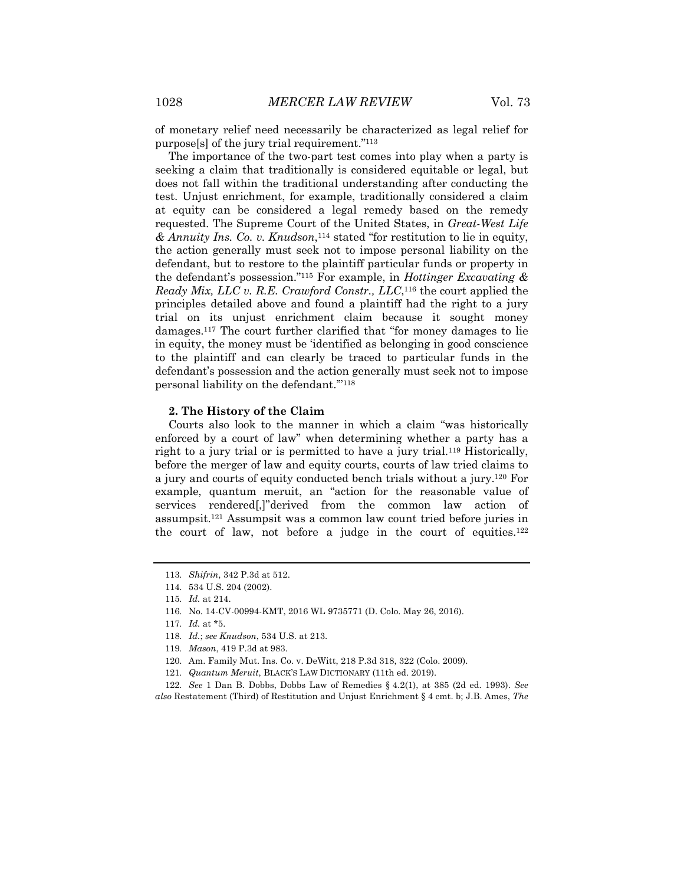of monetary relief need necessarily be characterized as legal relief for purpose[s] of the jury trial requirement."[113]

The importance of the two-part test comes into play when a party is seeking a claim that traditionally is considered equitable or legal, but does not fall within the traditional understanding after conducting the test. Unjust enrichment, for example, traditionally considered a claim at equity can be considered a legal remedy based on the remedy requested. The Supreme Court of the United States, in *Great-West Life & Annuity Ins. Co. v. Knudson*,[114] stated "for restitution to lie in equity, the action generally must seek not to impose personal liability on the defendant, but to restore to the plaintiff particular funds or property in the defendant's possession."[115] For example, in *Hottinger Excavating & Ready Mix, LLC v. R.E. Crawford Constr., LLC*,[116] the court applied the principles detailed above and found a plaintiff had the right to a jury trial on its unjust enrichment claim because it sought money damages.[117] The court further clarified that "for money damages to lie in equity, the money must be 'identified as belonging in good conscience to the plaintiff and can clearly be traced to particular funds in the defendant's possession and the action generally must seek not to impose personal liability on the defendant.'"[118]

### 2. The History of the Claim

Courts also look to the manner in which a claim "was historically enforced by a court of law" when determining whether a party has a right to a jury trial or is permitted to have a jury trial.[119] Historically, before the merger of law and equity courts, courts of law tried claims to a jury and courts of equity conducted bench trials without a jury.[120] For example, quantum meruit, an "action for the reasonable value of services rendered[,]"derived from the common law action of assumpsit.[121] Assumpsit was a common law count tried before juries in the court of law, not before a judge in the court of equities.[122]

---

113. *Shifrin*, 342 P.3d at 512.

114. 534 U.S. 204 (2002).

115. *Id.* at 214.

116. No. 14-CV-00994-KMT, 2016 WL 9735771 (D. Colo. May 26, 2016).

117. *Id.* at \*5.

118. *Id.*; *see Knudson*, 534 U.S. at 213.

119. *Mason*, 419 P.3d at 983.

120. Am. Family Mut. Ins. Co. v. DeWitt, 218 P.3d 318, 322 (Colo. 2009).

121. *Quantum Meruit*, BLACK'S LAW DICTIONARY (11th ed. 2019).

122. *See* 1 Dan B. Dobbs, Dobbs Law of Remedies § 4.2(1), at 385 (2d ed. 1993). *See also* Restatement (Third) of Restitution and Unjust Enrichment § 4 cmt. b; J.B. Ames, *The*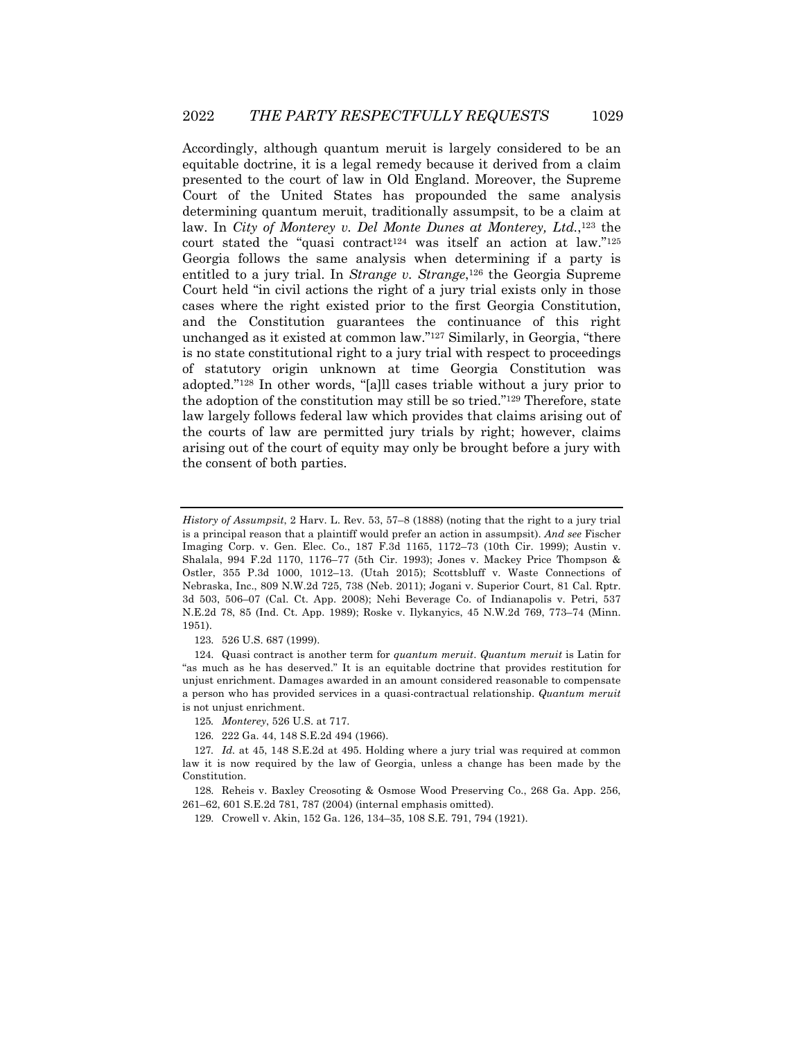Accordingly, although quantum meruit is largely considered to be an equitable doctrine, it is a legal remedy because it derived from a claim presented to the court of law in Old England. Moreover, the Supreme Court of the United States has propounded the same analysis determining quantum meruit, traditionally assumpsit, to be a claim at law. In *City of Monterey v. Del Monte Dunes at Monterey, Ltd.*,[123] the court stated the "quasi contract[124] was itself an action at law."[125] Georgia follows the same analysis when determining if a party is entitled to a jury trial. In *Strange v. Strange*,[126] the Georgia Supreme Court held "in civil actions the right of a jury trial exists only in those cases where the right existed prior to the first Georgia Constitution, and the Constitution guarantees the continuance of this right unchanged as it existed at common law."[127] Similarly, in Georgia, "there is no state constitutional right to a jury trial with respect to proceedings of statutory origin unknown at time Georgia Constitution was adopted."[128] In other words, "[a]ll cases triable without a jury prior to the adoption of the constitution may still be so tried."[129] Therefore, state law largely follows federal law which provides that claims arising out of the courts of law are permitted jury trials by right; however, claims arising out of the court of equity may only be brought before a jury with the consent of both parties.

---

*History of Assumpsit*, 2 Harv. L. Rev. 53, 57–8 (1888) (noting that the right to a jury trial is a principal reason that a plaintiff would prefer an action in assumpsit). *And see* Fischer Imaging Corp. v. Gen. Elec. Co., 187 F.3d 1165, 1172–73 (10th Cir. 1999); Austin v. Shalala, 994 F.2d 1170, 1176–77 (5th Cir. 1993); Jones v. Mackey Price Thompson & Ostler, 355 P.3d 1000, 1012–13. (Utah 2015); Scottsbluff v. Waste Connections of Nebraska, Inc., 809 N.W.2d 725, 738 (Neb. 2011); Jogani v. Superior Court, 81 Cal. Rptr. 3d 503, 506–07 (Cal. Ct. App. 2008); Nehi Beverage Co. of Indianapolis v. Petri, 537 N.E.2d 78, 85 (Ind. Ct. App. 1989); Roske v. Ilykanyics, 45 N.W.2d 769, 773–74 (Minn. 1951).

123. 526 U.S. 687 (1999).

124. Quasi contract is another term for *quantum meruit*. *Quantum meruit* is Latin for "as much as he has deserved." It is an equitable doctrine that provides restitution for unjust enrichment. Damages awarded in an amount considered reasonable to compensate a person who has provided services in a quasi-contractual relationship. *Quantum meruit* is not unjust enrichment.

125. *Monterey*, 526 U.S. at 717.

126. 222 Ga. 44, 148 S.E.2d 494 (1966).

127. *Id.* at 45, 148 S.E.2d at 495. Holding where a jury trial was required at common law it is now required by the law of Georgia, unless a change has been made by the Constitution.

128. Reheis v. Baxley Creosoting & Osmose Wood Preserving Co., 268 Ga. App. 256, 261–62, 601 S.E.2d 781, 787 (2004) (internal emphasis omitted).

129. Crowell v. Akin, 152 Ga. 126, 134–35, 108 S.E. 791, 794 (1921).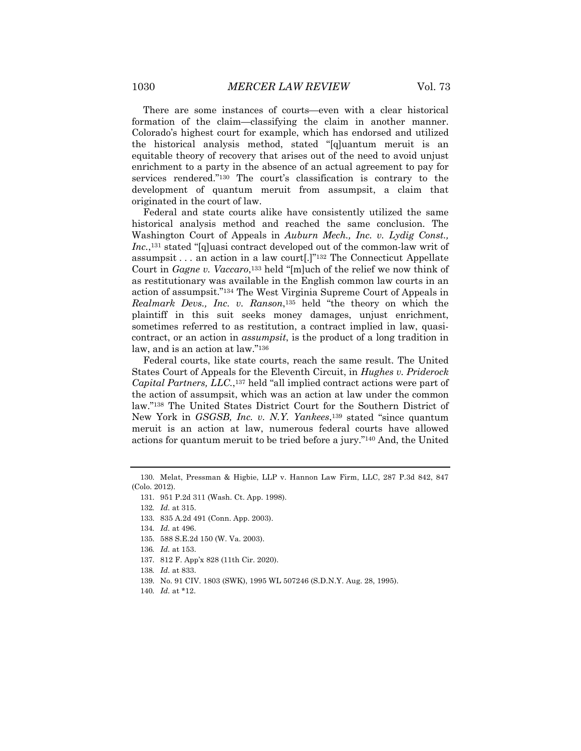There are some instances of courts—even with a clear historical formation of the claim—classifying the claim in another manner. Colorado's highest court for example, which has endorsed and utilized the historical analysis method, stated "[q]uantum meruit is an equitable theory of recovery that arises out of the need to avoid unjust enrichment to a party in the absence of an actual agreement to pay for services rendered."[130] The court's classification is contrary to the development of quantum meruit from assumpsit, a claim that originated in the court of law.

Federal and state courts alike have consistently utilized the same historical analysis method and reached the same conclusion. The Washington Court of Appeals in *Auburn Mech., Inc. v. Lydig Const., Inc.*,[131] stated "[q]uasi contract developed out of the common-law writ of assumpsit . . . an action in a law court[.]"[132] The Connecticut Appellate Court in *Gagne v. Vaccaro*,[133] held "[m]uch of the relief we now think of as restitutionary was available in the English common law courts in an action of assumpsit."[134] The West Virginia Supreme Court of Appeals in *Realmark Devs., Inc. v. Ranson*,[135] held "the theory on which the plaintiff in this suit seeks money damages, unjust enrichment, sometimes referred to as restitution, a contract implied in law, quasi-contract, or an action in *assumpsit*, is the product of a long tradition in law, and is an action at law."[136]

Federal courts, like state courts, reach the same result. The United States Court of Appeals for the Eleventh Circuit, in *Hughes v. Priderock Capital Partners, LLC.*,[137] held "all implied contract actions were part of the action of assumpsit, which was an action at law under the common law."[138] The United States District Court for the Southern District of New York in *GSGSB, Inc. v. N.Y. Yankees*,[139] stated "since quantum meruit is an action at law, numerous federal courts have allowed actions for quantum meruit to be tried before a jury."[140] And, the United

---

130. Melat, Pressman & Higbie, LLP v. Hannon Law Firm, LLC, 287 P.3d 842, 847 (Colo. 2012).

131. 951 P.2d 311 (Wash. Ct. App. 1998).

132. *Id.* at 315.

133. 835 A.2d 491 (Conn. App. 2003).

134. *Id.* at 496.

135. 588 S.E.2d 150 (W. Va. 2003).

136. *Id.* at 153.

137. 812 F. App'x 828 (11th Cir. 2020).

138. *Id.* at 833.

139. No. 91 CIV. 1803 (SWK), 1995 WL 507246 (S.D.N.Y. Aug. 28, 1995).

140. *Id.* at *12.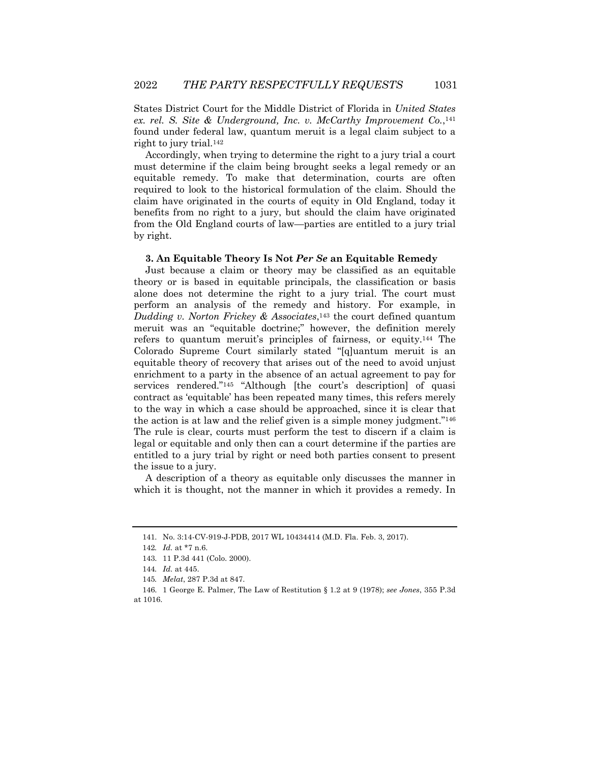States District Court for the Middle District of Florida in *United States ex. rel. S. Site & Underground, Inc. v. McCarthy Improvement Co.*,[141] found under federal law, quantum meruit is a legal claim subject to a right to jury trial.[142]

Accordingly, when trying to determine the right to a jury trial a court must determine if the claim being brought seeks a legal remedy or an equitable remedy. To make that determination, courts are often required to look to the historical formulation of the claim. Should the claim have originated in the courts of equity in Old England, today it benefits from no right to a jury, but should the claim have originated from the Old England courts of law—parties are entitled to a jury trial by right.

### 3. An Equitable Theory Is Not *Per Se* an Equitable Remedy

Just because a claim or theory may be classified as an equitable theory or is based in equitable principals, the classification or basis alone does not determine the right to a jury trial. The court must perform an analysis of the remedy and history. For example, in *Dudding v. Norton Frickey & Associates*,[143] the court defined quantum meruit was an "equitable doctrine;" however, the definition merely refers to quantum meruit's principles of fairness, or equity.[144] The Colorado Supreme Court similarly stated "[q]uantum meruit is an equitable theory of recovery that arises out of the need to avoid unjust enrichment to a party in the absence of an actual agreement to pay for services rendered."[145] "Although [the court's description] of quasi contract as 'equitable' has been repeated many times, this refers merely to the way in which a case should be approached, since it is clear that the action is at law and the relief given is a simple money judgment."[146] The rule is clear, courts must perform the test to discern if a claim is legal or equitable and only then can a court determine if the parties are entitled to a jury trial by right or need both parties consent to present the issue to a jury.

A description of a theory as equitable only discusses the manner in which it is thought, not the manner in which it provides a remedy. In

---

141. No. 3:14-CV-919-J-PDB, 2017 WL 10434414 (M.D. Fla. Feb. 3, 2017).

142. *Id.* at *7 n.6.

143. 11 P.3d 441 (Colo. 2000).

144. *Id.* at 445.

145. *Melat*, 287 P.3d at 847.

146. 1 George E. Palmer, The Law of Restitution § 1.2 at 9 (1978); *see Jones*, 355 P.3d at 1016.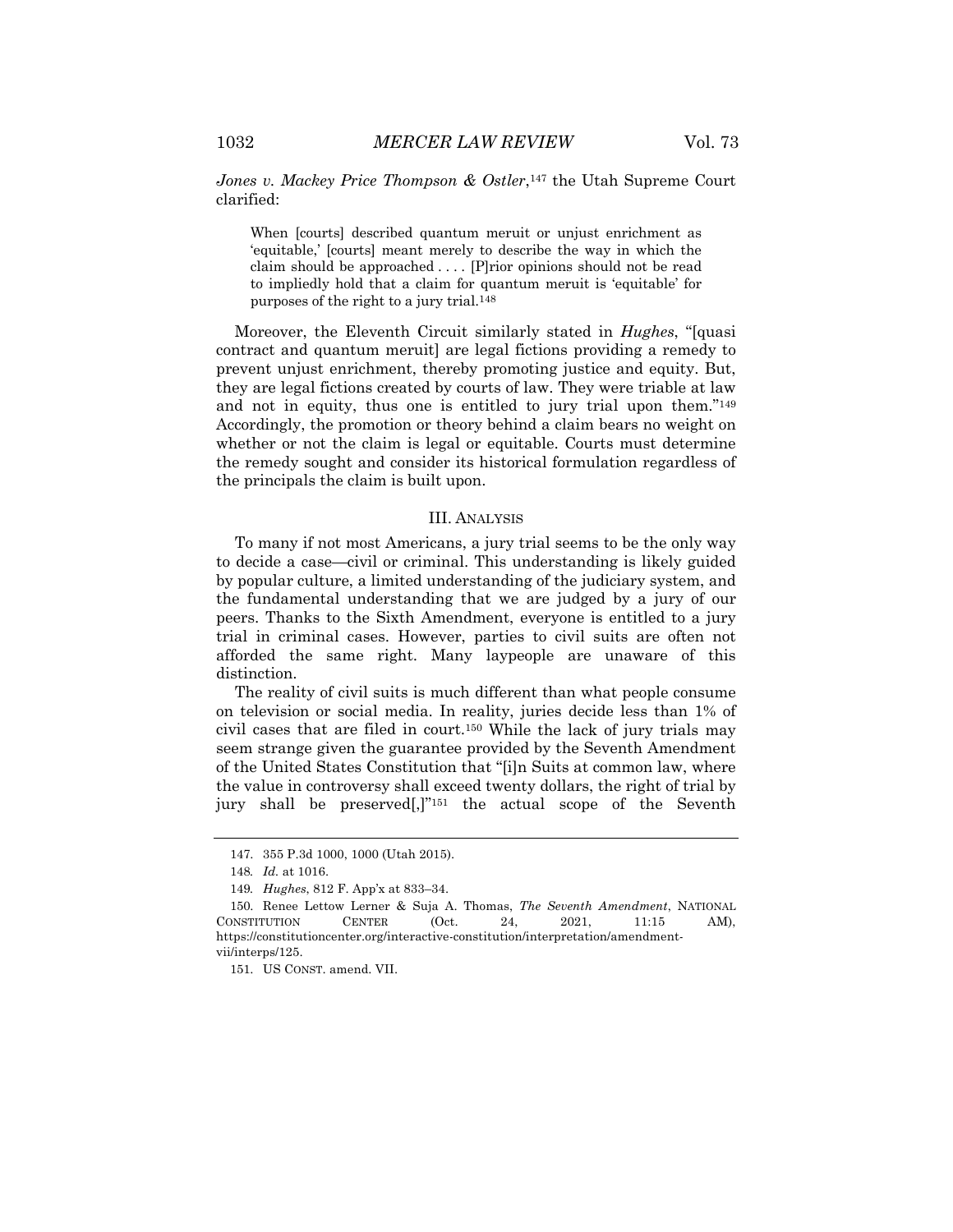*Jones v. Mackey Price Thompson & Ostler*,[147] the Utah Supreme Court clarified:

> When [courts] described quantum meruit or unjust enrichment as 'equitable,' [courts] meant merely to describe the way in which the claim should be approached . . . . [P]rior opinions should not be read to impliedly hold that a claim for quantum meruit is 'equitable' for purposes of the right to a jury trial.[148]

Moreover, the Eleventh Circuit similarly stated in *Hughes*, "[quasi contract and quantum meruit] are legal fictions providing a remedy to prevent unjust enrichment, thereby promoting justice and equity. But, they are legal fictions created by courts of law. They were triable at law and not in equity, thus one is entitled to jury trial upon them."[149] Accordingly, the promotion or theory behind a claim bears no weight on whether or not the claim is legal or equitable. Courts must determine the remedy sought and consider its historical formulation regardless of the principals the claim is built upon.

## III. Analysis

To many if not most Americans, a jury trial seems to be the only way to decide a case—civil or criminal. This understanding is likely guided by popular culture, a limited understanding of the judiciary system, and the fundamental understanding that we are judged by a jury of our peers. Thanks to the Sixth Amendment, everyone is entitled to a jury trial in criminal cases. However, parties to civil suits are often not afforded the same right. Many laypeople are unaware of this distinction.

The reality of civil suits is much different than what people consume on television or social media. In reality, juries decide less than 1% of civil cases that are filed in court.[150] While the lack of jury trials may seem strange given the guarantee provided by the Seventh Amendment of the United States Constitution that "[i]n Suits at common law, where the value in controversy shall exceed twenty dollars, the right of trial by jury shall be preserved[,]"[151] the actual scope of the Seventh

---

147. 355 P.3d 1000, 1000 (Utah 2015).

148. *Id.* at 1016.

149. *Hughes*, 812 F. App'x at 833–34.

150. Renee Lettow Lerner & Suja A. Thomas, *The Seventh Amendment*, NATIONAL CONSTITUTION CENTER (Oct. 24, 2021, 11:15 AM), https://constitutioncenter.org/interactive-constitution/interpretation/amendment-vii/interps/125.

151. US CONST. amend. VII.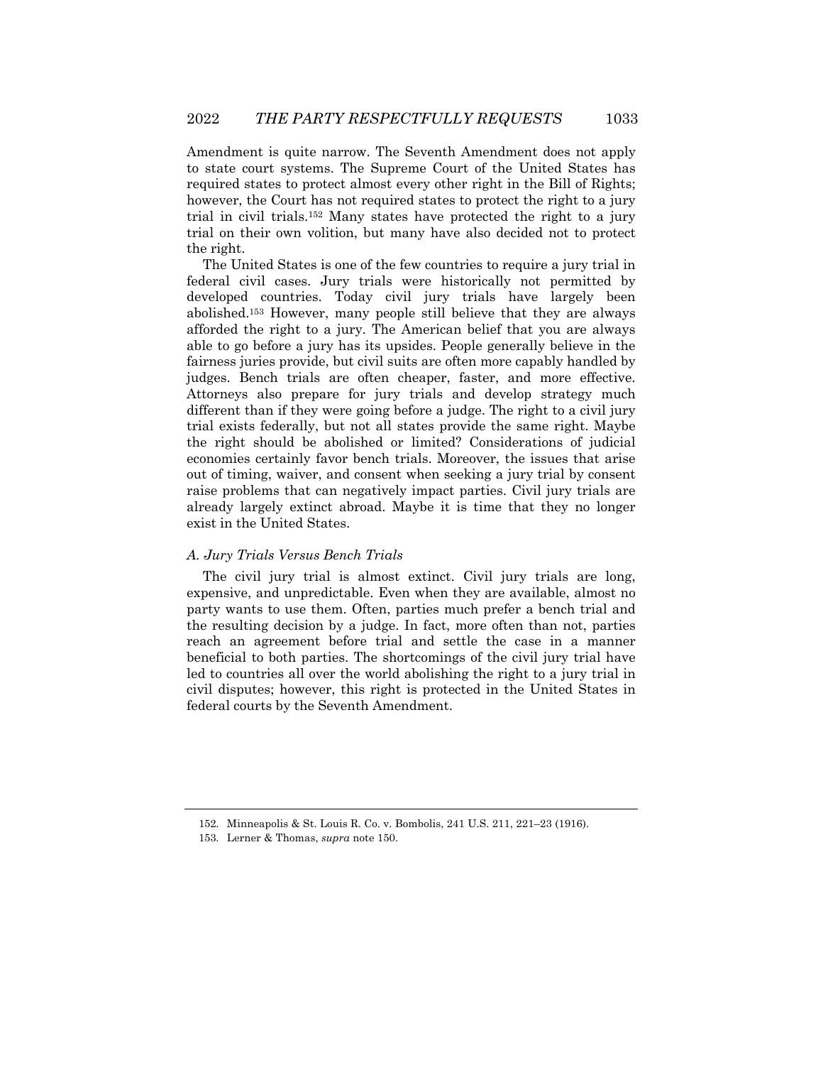Amendment is quite narrow. The Seventh Amendment does not apply to state court systems. The Supreme Court of the United States has required states to protect almost every other right in the Bill of Rights; however, the Court has not required states to protect the right to a jury trial in civil trials.[152] Many states have protected the right to a jury trial on their own volition, but many have also decided not to protect the right.

The United States is one of the few countries to require a jury trial in federal civil cases. Jury trials were historically not permitted by developed countries. Today civil jury trials have largely been abolished.[153] However, many people still believe that they are always afforded the right to a jury. The American belief that you are always able to go before a jury has its upsides. People generally believe in the fairness juries provide, but civil suits are often more capably handled by judges. Bench trials are often cheaper, faster, and more effective. Attorneys also prepare for jury trials and develop strategy much different than if they were going before a judge. The right to a civil jury trial exists federally, but not all states provide the same right. Maybe the right should be abolished or limited? Considerations of judicial economies certainly favor bench trials. Moreover, the issues that arise out of timing, waiver, and consent when seeking a jury trial by consent raise problems that can negatively impact parties. Civil jury trials are already largely extinct abroad. Maybe it is time that they no longer exist in the United States.

### *A. Jury Trials Versus Bench Trials*

The civil jury trial is almost extinct. Civil jury trials are long, expensive, and unpredictable. Even when they are available, almost no party wants to use them. Often, parties much prefer a bench trial and the resulting decision by a judge. In fact, more often than not, parties reach an agreement before trial and settle the case in a manner beneficial to both parties. The shortcomings of the civil jury trial have led to countries all over the world abolishing the right to a jury trial in civil disputes; however, this right is protected in the United States in federal courts by the Seventh Amendment.

---

152. Minneapolis & St. Louis R. Co. v. Bombolis, 241 U.S. 211, 221–23 (1916).

153. Lerner & Thomas, *supra* note 150.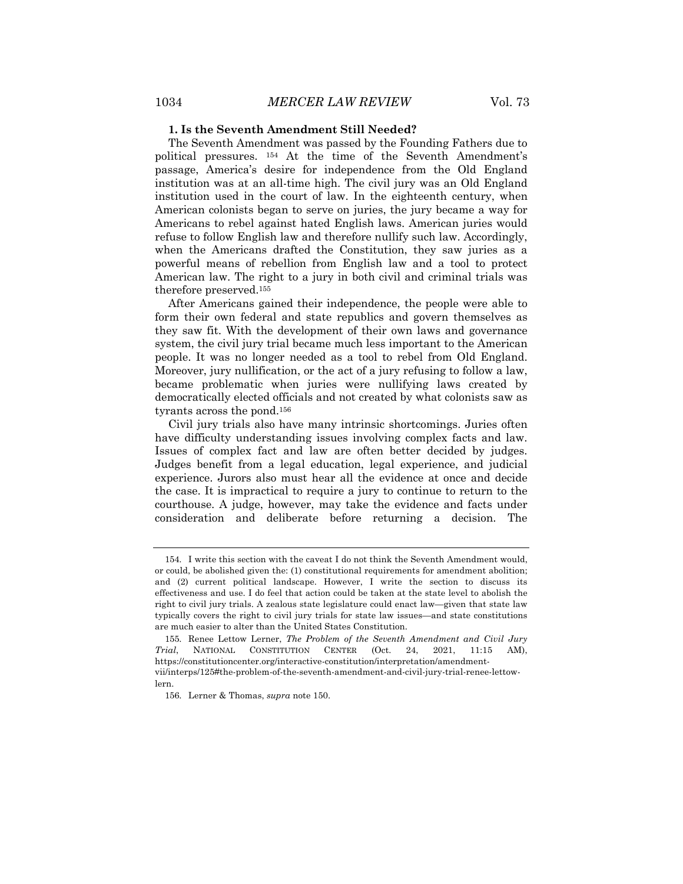### 1. Is the Seventh Amendment Still Needed?

The Seventh Amendment was passed by the Founding Fathers due to political pressures.[154] At the time of the Seventh Amendment's passage, America's desire for independence from the Old England institution was at an all-time high. The civil jury was an Old England institution used in the court of law. In the eighteenth century, when American colonists began to serve on juries, the jury became a way for Americans to rebel against hated English laws. American juries would refuse to follow English law and therefore nullify such law. Accordingly, when the Americans drafted the Constitution, they saw juries as a powerful means of rebellion from English law and a tool to protect American law. The right to a jury in both civil and criminal trials was therefore preserved.[155]

After Americans gained their independence, the people were able to form their own federal and state republics and govern themselves as they saw fit. With the development of their own laws and governance system, the civil jury trial became much less important to the American people. It was no longer needed as a tool to rebel from Old England. Moreover, jury nullification, or the act of a jury refusing to follow a law, became problematic when juries were nullifying laws created by democratically elected officials and not created by what colonists saw as tyrants across the pond.[156]

Civil jury trials also have many intrinsic shortcomings. Juries often have difficulty understanding issues involving complex facts and law. Issues of complex fact and law are often better decided by judges. Judges benefit from a legal education, legal experience, and judicial experience. Jurors also must hear all the evidence at once and decide the case. It is impractical to require a jury to continue to return to the courthouse. A judge, however, may take the evidence and facts under consideration and deliberate before returning a decision. The

---

154. I write this section with the caveat I do not think the Seventh Amendment would, or could, be abolished given the: (1) constitutional requirements for amendment abolition; and (2) current political landscape. However, I write the section to discuss its effectiveness and use. I do feel that action could be taken at the state level to abolish the right to civil jury trials. A zealous state legislature could enact law—given that state law typically covers the right to civil jury trials for state law issues—and state constitutions are much easier to alter than the United States Constitution.

155. Renee Lettow Lerner, *The Problem of the Seventh Amendment and Civil Jury Trial*, NATIONAL CONSTITUTION CENTER (Oct. 24, 2021, 11:15 AM), https://constitutioncenter.org/interactive-constitution/interpretation/amendment-vii/interps/125#the-problem-of-the-seventh-amendment-and-civil-jury-trial-renee-lettow-lern.

156. Lerner & Thomas, *supra* note 150.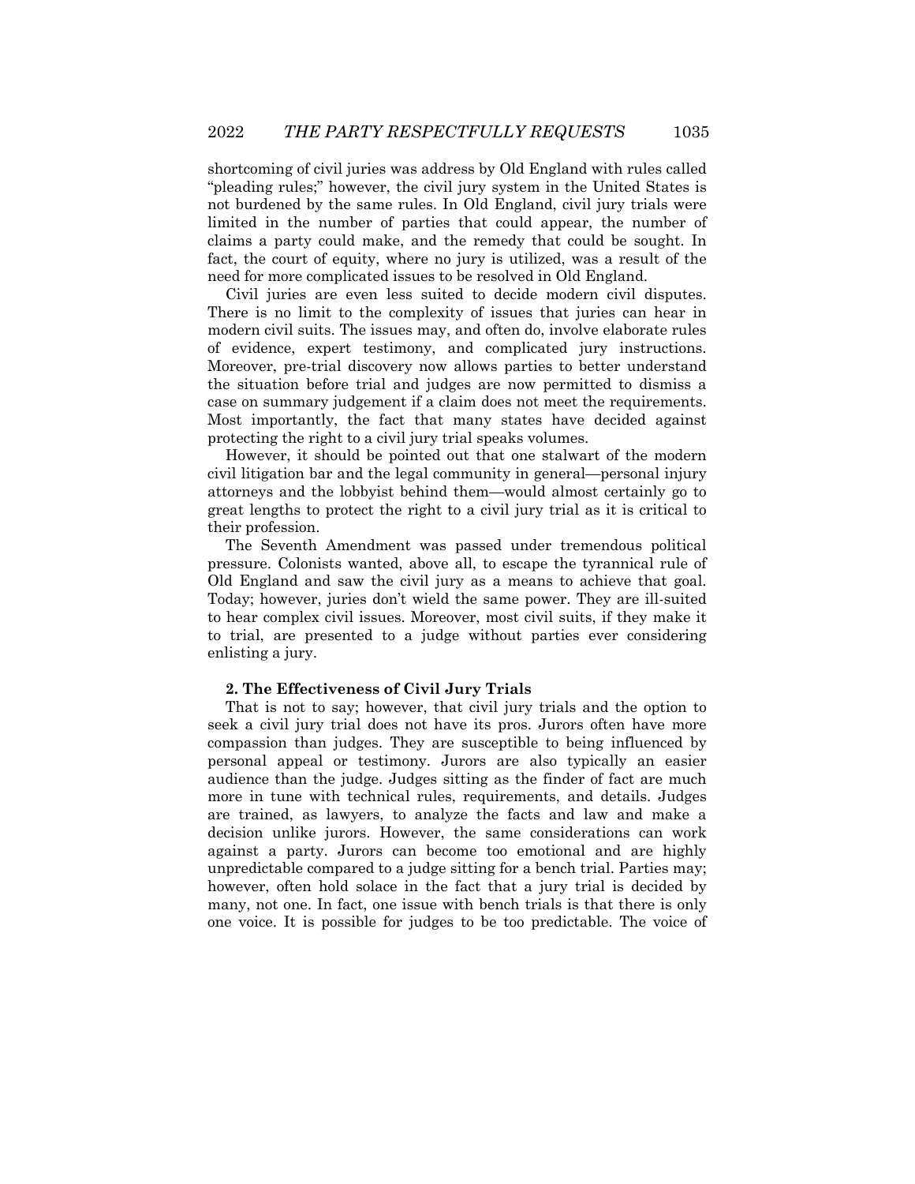shortcoming of civil juries was address by Old England with rules called "pleading rules;" however, the civil jury system in the United States is not burdened by the same rules. In Old England, civil jury trials were limited in the number of parties that could appear, the number of claims a party could make, and the remedy that could be sought. In fact, the court of equity, where no jury is utilized, was a result of the need for more complicated issues to be resolved in Old England.

Civil juries are even less suited to decide modern civil disputes. There is no limit to the complexity of issues that juries can hear in modern civil suits. The issues may, and often do, involve elaborate rules of evidence, expert testimony, and complicated jury instructions. Moreover, pre-trial discovery now allows parties to better understand the situation before trial and judges are now permitted to dismiss a case on summary judgement if a claim does not meet the requirements. Most importantly, the fact that many states have decided against protecting the right to a civil jury trial speaks volumes.

However, it should be pointed out that one stalwart of the modern civil litigation bar and the legal community in general—personal injury attorneys and the lobbyist behind them—would almost certainly go to great lengths to protect the right to a civil jury trial as it is critical to their profession.

The Seventh Amendment was passed under tremendous political pressure. Colonists wanted, above all, to escape the tyrannical rule of Old England and saw the civil jury as a means to achieve that goal. Today; however, juries don't wield the same power. They are ill-suited to hear complex civil issues. Moreover, most civil suits, if they make it to trial, are presented to a judge without parties ever considering enlisting a jury.

### 2. The Effectiveness of Civil Jury Trials

That is not to say; however, that civil jury trials and the option to seek a civil jury trial does not have its pros. Jurors often have more compassion than judges. They are susceptible to being influenced by personal appeal or testimony. Jurors are also typically an easier audience than the judge. Judges sitting as the finder of fact are much more in tune with technical rules, requirements, and details. Judges are trained, as lawyers, to analyze the facts and law and make a decision unlike jurors. However, the same considerations can work against a party. Jurors can become too emotional and are highly unpredictable compared to a judge sitting for a bench trial. Parties may; however, often hold solace in the fact that a jury trial is decided by many, not one. In fact, one issue with bench trials is that there is only one voice. It is possible for judges to be too predictable. The voice of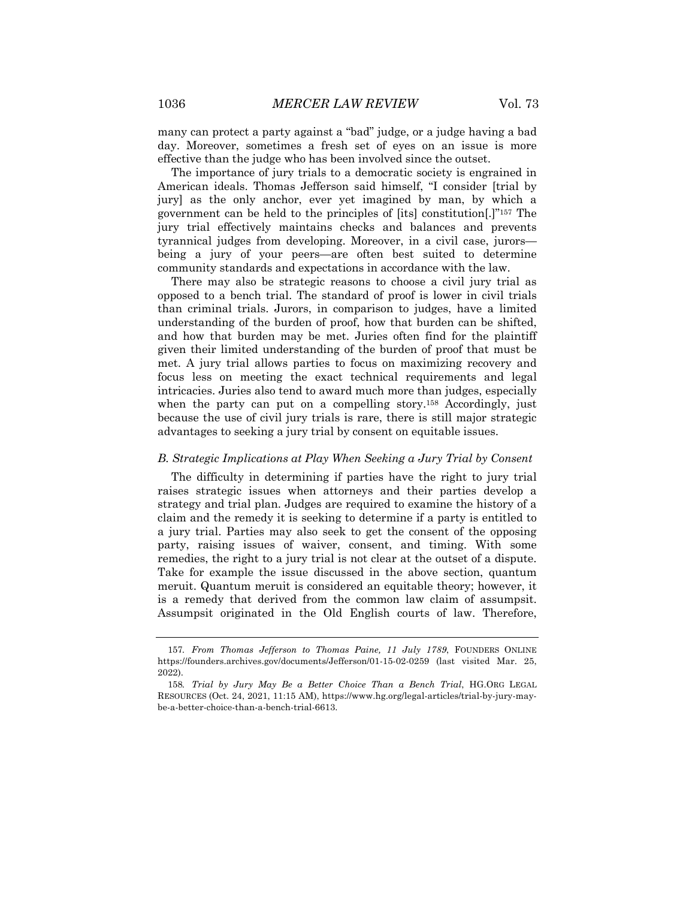many can protect a party against a "bad" judge, or a judge having a bad day. Moreover, sometimes a fresh set of eyes on an issue is more effective than the judge who has been involved since the outset.

The importance of jury trials to a democratic society is engrained in American ideals. Thomas Jefferson said himself, "I consider [trial by jury] as the only anchor, ever yet imagined by man, by which a government can be held to the principles of [its] constitution[.]"[157] The jury trial effectively maintains checks and balances and prevents tyrannical judges from developing. Moreover, in a civil case, jurors—being a jury of your peers—are often best suited to determine community standards and expectations in accordance with the law.

There may also be strategic reasons to choose a civil jury trial as opposed to a bench trial. The standard of proof is lower in civil trials than criminal trials. Jurors, in comparison to judges, have a limited understanding of the burden of proof, how that burden can be shifted, and how that burden may be met. Juries often find for the plaintiff given their limited understanding of the burden of proof that must be met. A jury trial allows parties to focus on maximizing recovery and focus less on meeting the exact technical requirements and legal intricacies. Juries also tend to award much more than judges, especially when the party can put on a compelling story.[158] Accordingly, just because the use of civil jury trials is rare, there is still major strategic advantages to seeking a jury trial by consent on equitable issues.

### *B. Strategic Implications at Play When Seeking a Jury Trial by Consent*

The difficulty in determining if parties have the right to jury trial raises strategic issues when attorneys and their parties develop a strategy and trial plan. Judges are required to examine the history of a claim and the remedy it is seeking to determine if a party is entitled to a jury trial. Parties may also seek to get the consent of the opposing party, raising issues of waiver, consent, and timing. With some remedies, the right to a jury trial is not clear at the outset of a dispute. Take for example the issue discussed in the above section, quantum meruit. Quantum meruit is considered an equitable theory; however, it is a remedy that derived from the common law claim of assumpsit. Assumpsit originated in the Old English courts of law. Therefore,

---

157. *From Thomas Jefferson to Thomas Paine, 11 July 1789*, FOUNDERS ONLINE https://founders.archives.gov/documents/Jefferson/01-15-02-0259 (last visited Mar. 25, 2022).

158. *Trial by Jury May Be a Better Choice Than a Bench Trial*, HG.ORG LEGAL RESOURCES (Oct. 24, 2021, 11:15 AM), https://www.hg.org/legal-articles/trial-by-jury-may-be-a-better-choice-than-a-bench-trial-6613.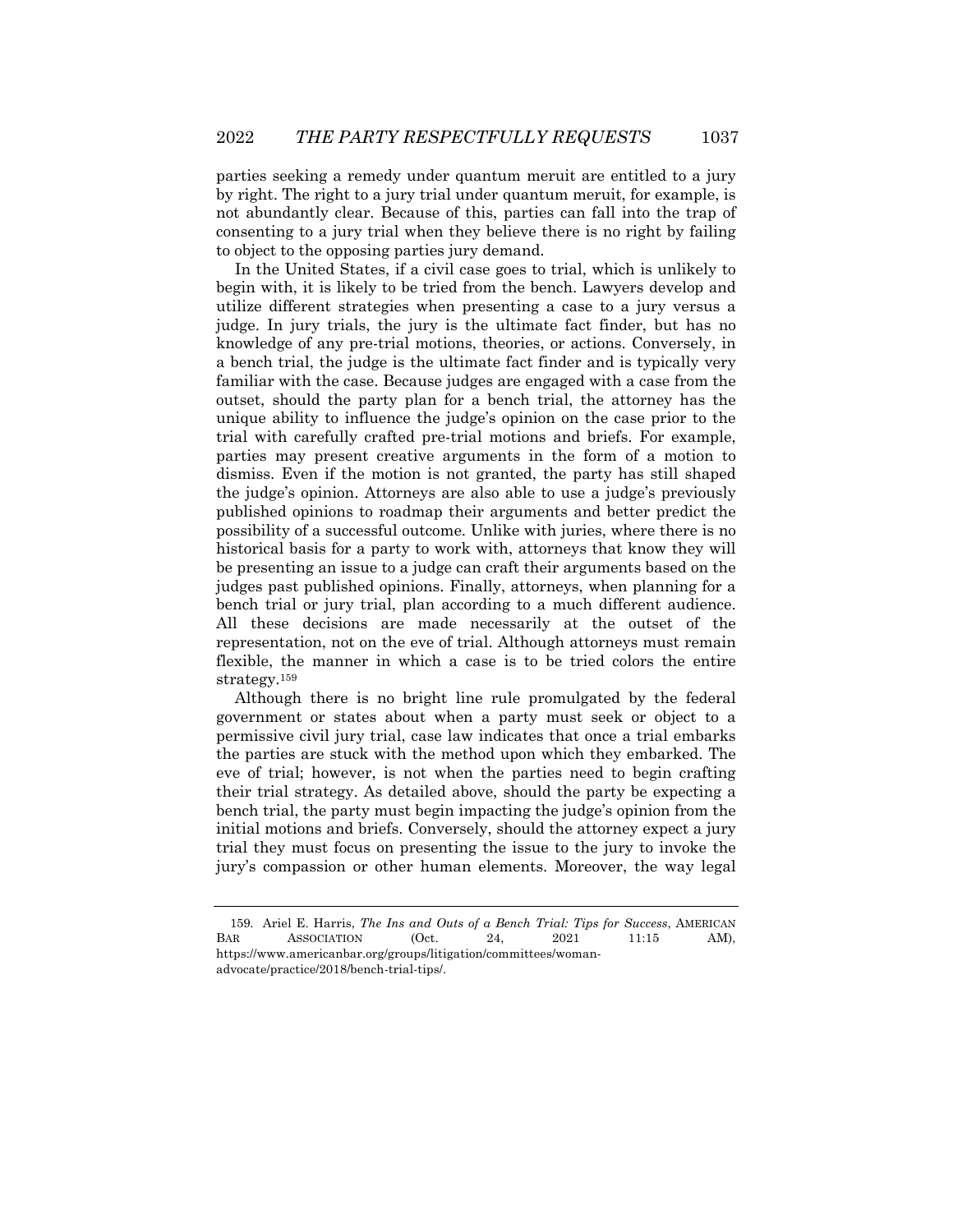parties seeking a remedy under quantum meruit are entitled to a jury by right. The right to a jury trial under quantum meruit, for example, is not abundantly clear. Because of this, parties can fall into the trap of consenting to a jury trial when they believe there is no right by failing to object to the opposing parties jury demand.

In the United States, if a civil case goes to trial, which is unlikely to begin with, it is likely to be tried from the bench. Lawyers develop and utilize different strategies when presenting a case to a jury versus a judge. In jury trials, the jury is the ultimate fact finder, but has no knowledge of any pre-trial motions, theories, or actions. Conversely, in a bench trial, the judge is the ultimate fact finder and is typically very familiar with the case. Because judges are engaged with a case from the outset, should the party plan for a bench trial, the attorney has the unique ability to influence the judge's opinion on the case prior to the trial with carefully crafted pre-trial motions and briefs. For example, parties may present creative arguments in the form of a motion to dismiss. Even if the motion is not granted, the party has still shaped the judge's opinion. Attorneys are also able to use a judge's previously published opinions to roadmap their arguments and better predict the possibility of a successful outcome. Unlike with juries, where there is no historical basis for a party to work with, attorneys that know they will be presenting an issue to a judge can craft their arguments based on the judges past published opinions. Finally, attorneys, when planning for a bench trial or jury trial, plan according to a much different audience. All these decisions are made necessarily at the outset of the representation, not on the eve of trial. Although attorneys must remain flexible, the manner in which a case is to be tried colors the entire strategy.[159]

Although there is no bright line rule promulgated by the federal government or states about when a party must seek or object to a permissive civil jury trial, case law indicates that once a trial embarks the parties are stuck with the method upon which they embarked. The eve of trial; however, is not when the parties need to begin crafting their trial strategy. As detailed above, should the party be expecting a bench trial, the party must begin impacting the judge's opinion from the initial motions and briefs. Conversely, should the attorney expect a jury trial they must focus on presenting the issue to the jury to invoke the jury's compassion or other human elements. Moreover, the way legal

159. Ariel E. Harris, *The Ins and Outs of a Bench Trial: Tips for Success*, AMERICAN BAR ASSOCIATION (Oct. 24, 2021 11:15 AM), https://www.americanbar.org/groups/litigation/committees/woman-advocate/practice/2018/bench-trial-tips/.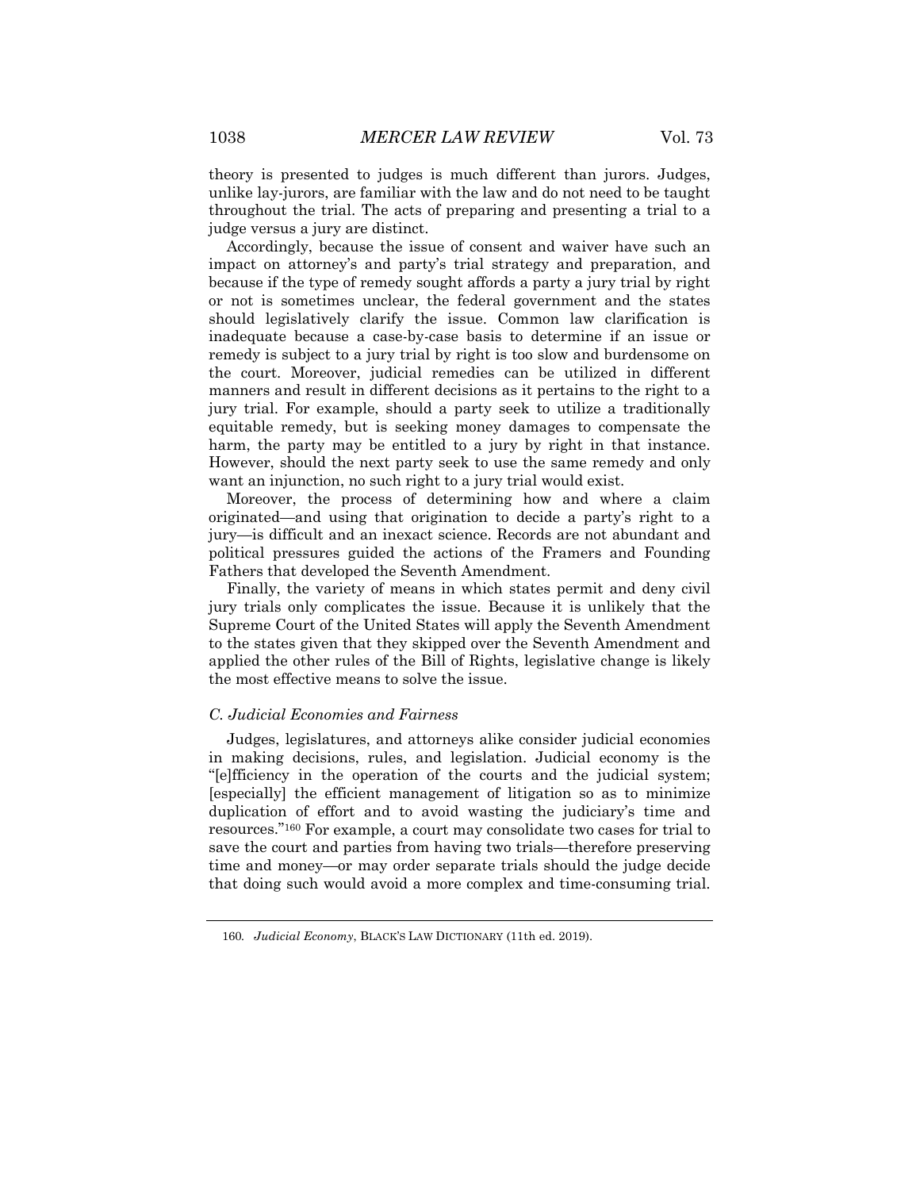theory is presented to judges is much different than jurors. Judges, unlike lay-jurors, are familiar with the law and do not need to be taught throughout the trial. The acts of preparing and presenting a trial to a judge versus a jury are distinct.

Accordingly, because the issue of consent and waiver have such an impact on attorney's and party's trial strategy and preparation, and because if the type of remedy sought affords a party a jury trial by right or not is sometimes unclear, the federal government and the states should legislatively clarify the issue. Common law clarification is inadequate because a case-by-case basis to determine if an issue or remedy is subject to a jury trial by right is too slow and burdensome on the court. Moreover, judicial remedies can be utilized in different manners and result in different decisions as it pertains to the right to a jury trial. For example, should a party seek to utilize a traditionally equitable remedy, but is seeking money damages to compensate the harm, the party may be entitled to a jury by right in that instance. However, should the next party seek to use the same remedy and only want an injunction, no such right to a jury trial would exist.

Moreover, the process of determining how and where a claim originated—and using that origination to decide a party's right to a jury—is difficult and an inexact science. Records are not abundant and political pressures guided the actions of the Framers and Founding Fathers that developed the Seventh Amendment.

Finally, the variety of means in which states permit and deny civil jury trials only complicates the issue. Because it is unlikely that the Supreme Court of the United States will apply the Seventh Amendment to the states given that they skipped over the Seventh Amendment and applied the other rules of the Bill of Rights, legislative change is likely the most effective means to solve the issue.

### *C. Judicial Economies and Fairness*

Judges, legislatures, and attorneys alike consider judicial economies in making decisions, rules, and legislation. Judicial economy is the "[e]fficiency in the operation of the courts and the judicial system; [especially] the efficient management of litigation so as to minimize duplication of effort and to avoid wasting the judiciary's time and resources."[160] For example, a court may consolidate two cases for trial to save the court and parties from having two trials—therefore preserving time and money—or may order separate trials should the judge decide that doing such would avoid a more complex and time-consuming trial.

---

160. *Judicial Economy*, BLACK'S LAW DICTIONARY (11th ed. 2019).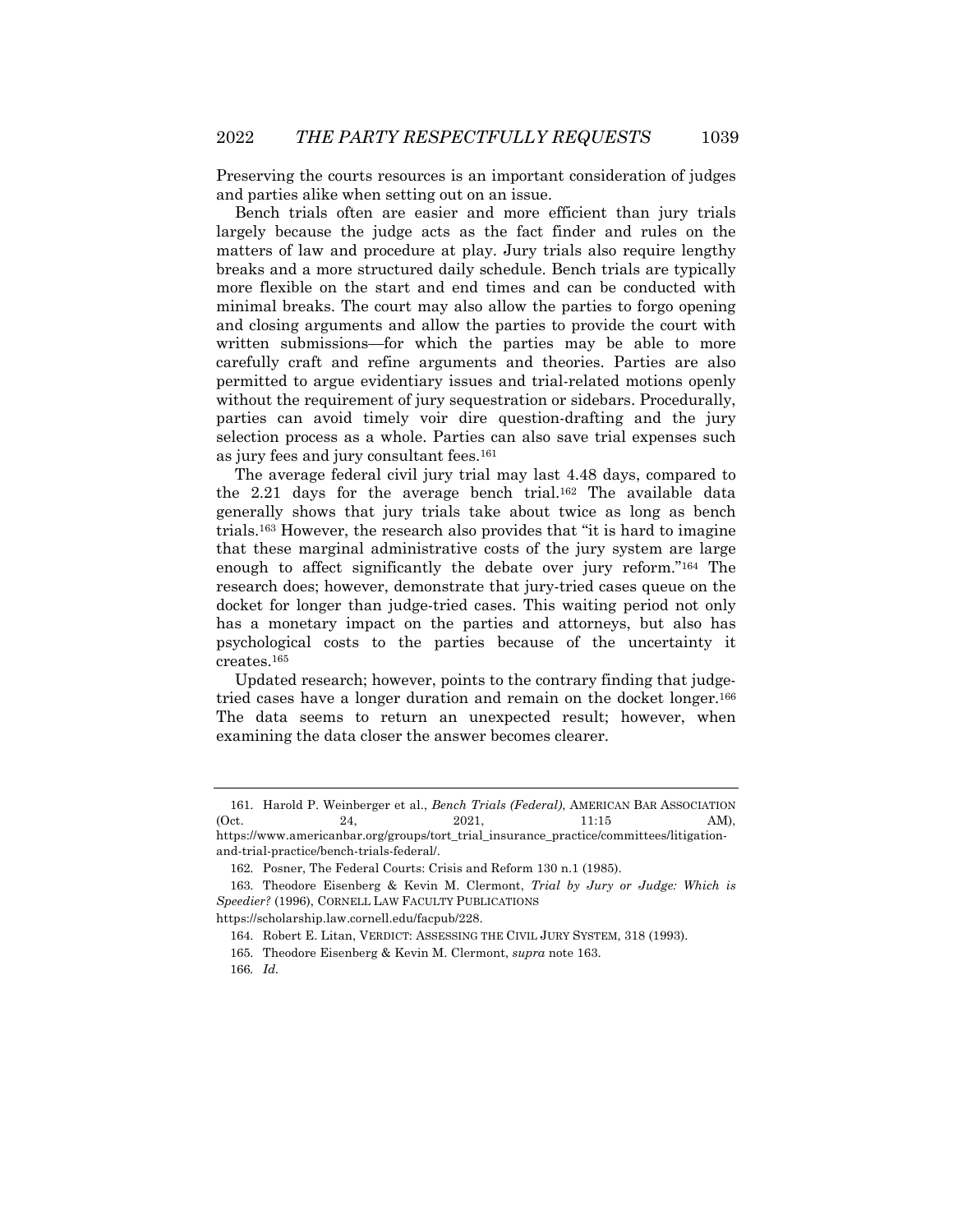Preserving the courts resources is an important consideration of judges and parties alike when setting out on an issue.

Bench trials often are easier and more efficient than jury trials largely because the judge acts as the fact finder and rules on the matters of law and procedure at play. Jury trials also require lengthy breaks and a more structured daily schedule. Bench trials are typically more flexible on the start and end times and can be conducted with minimal breaks. The court may also allow the parties to forgo opening and closing arguments and allow the parties to provide the court with written submissions—for which the parties may be able to more carefully craft and refine arguments and theories. Parties are also permitted to argue evidentiary issues and trial-related motions openly without the requirement of jury sequestration or sidebars. Procedurally, parties can avoid timely voir dire question-drafting and the jury selection process as a whole. Parties can also save trial expenses such as jury fees and jury consultant fees.[161]

The average federal civil jury trial may last 4.48 days, compared to the 2.21 days for the average bench trial.[162] The available data generally shows that jury trials take about twice as long as bench trials.[163] However, the research also provides that "it is hard to imagine that these marginal administrative costs of the jury system are large enough to affect significantly the debate over jury reform."[164] The research does; however, demonstrate that jury-tried cases queue on the docket for longer than judge-tried cases. This waiting period not only has a monetary impact on the parties and attorneys, but also has psychological costs to the parties because of the uncertainty it creates.[165]

Updated research; however, points to the contrary finding that judge-tried cases have a longer duration and remain on the docket longer.[166] The data seems to return an unexpected result; however, when examining the data closer the answer becomes clearer.

---

161. Harold P. Weinberger et al., *Bench Trials (Federal)*, AMERICAN BAR ASSOCIATION (Oct. 24, 2021, 11:15 AM), https://www.americanbar.org/groups/tort_trial_insurance_practice/committees/litigation-and-trial-practice/bench-trials-federal/.

162. Posner, The Federal Courts: Crisis and Reform 130 n.1 (1985).

163. Theodore Eisenberg & Kevin M. Clermont, *Trial by Jury or Judge: Which is Speedier?* (1996), CORNELL LAW FACULTY PUBLICATIONS https://scholarship.law.cornell.edu/facpub/228.

164. Robert E. Litan, VERDICT: ASSESSING THE CIVIL JURY SYSTEM, 318 (1993).

165. Theodore Eisenberg & Kevin M. Clermont, *supra* note 163.

166. *Id.*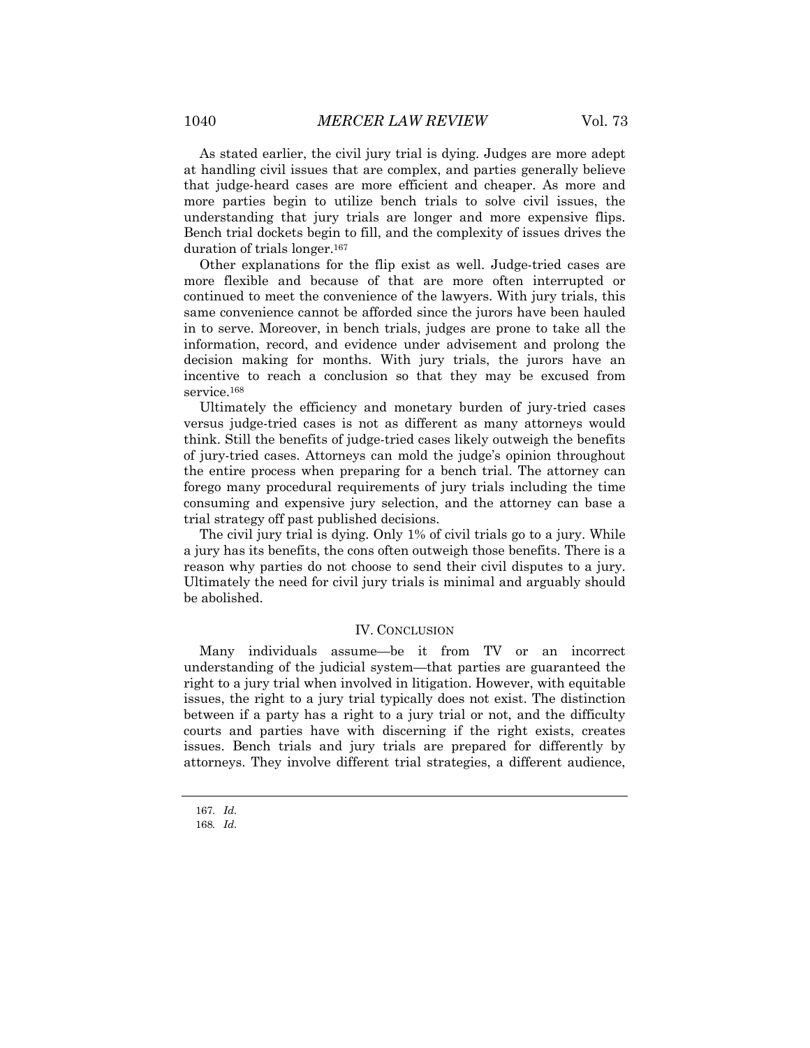As stated earlier, the civil jury trial is dying. Judges are more adept at handling civil issues that are complex, and parties generally believe that judge-heard cases are more efficient and cheaper. As more and more parties begin to utilize bench trials to solve civil issues, the understanding that jury trials are longer and more expensive flips. Bench trial dockets begin to fill, and the complexity of issues drives the duration of trials longer.[167]

Other explanations for the flip exist as well. Judge-tried cases are more flexible and because of that are more often interrupted or continued to meet the convenience of the lawyers. With jury trials, this same convenience cannot be afforded since the jurors have been hauled in to serve. Moreover, in bench trials, judges are prone to take all the information, record, and evidence under advisement and prolong the decision making for months. With jury trials, the jurors have an incentive to reach a conclusion so that they may be excused from service.[168]

Ultimately the efficiency and monetary burden of jury-tried cases versus judge-tried cases is not as different as many attorneys would think. Still the benefits of judge-tried cases likely outweigh the benefits of jury-tried cases. Attorneys can mold the judge's opinion throughout the entire process when preparing for a bench trial. The attorney can forego many procedural requirements of jury trials including the time consuming and expensive jury selection, and the attorney can base a trial strategy off past published decisions.

The civil jury trial is dying. Only 1% of civil trials go to a jury. While a jury has its benefits, the cons often outweigh those benefits. There is a reason why parties do not choose to send their civil disputes to a jury. Ultimately the need for civil jury trials is minimal and arguably should be abolished.

## IV. CONCLUSION

Many individuals assume—be it from TV or an incorrect understanding of the judicial system—that parties are guaranteed the right to a jury trial when involved in litigation. However, with equitable issues, the right to a jury trial typically does not exist. The distinction between if a party has a right to a jury trial or not, and the difficulty courts and parties have with discerning if the right exists, creates issues. Bench trials and jury trials are prepared for differently by attorneys. They involve different trial strategies, a different audience,

---

167. *Id.*

168. *Id.*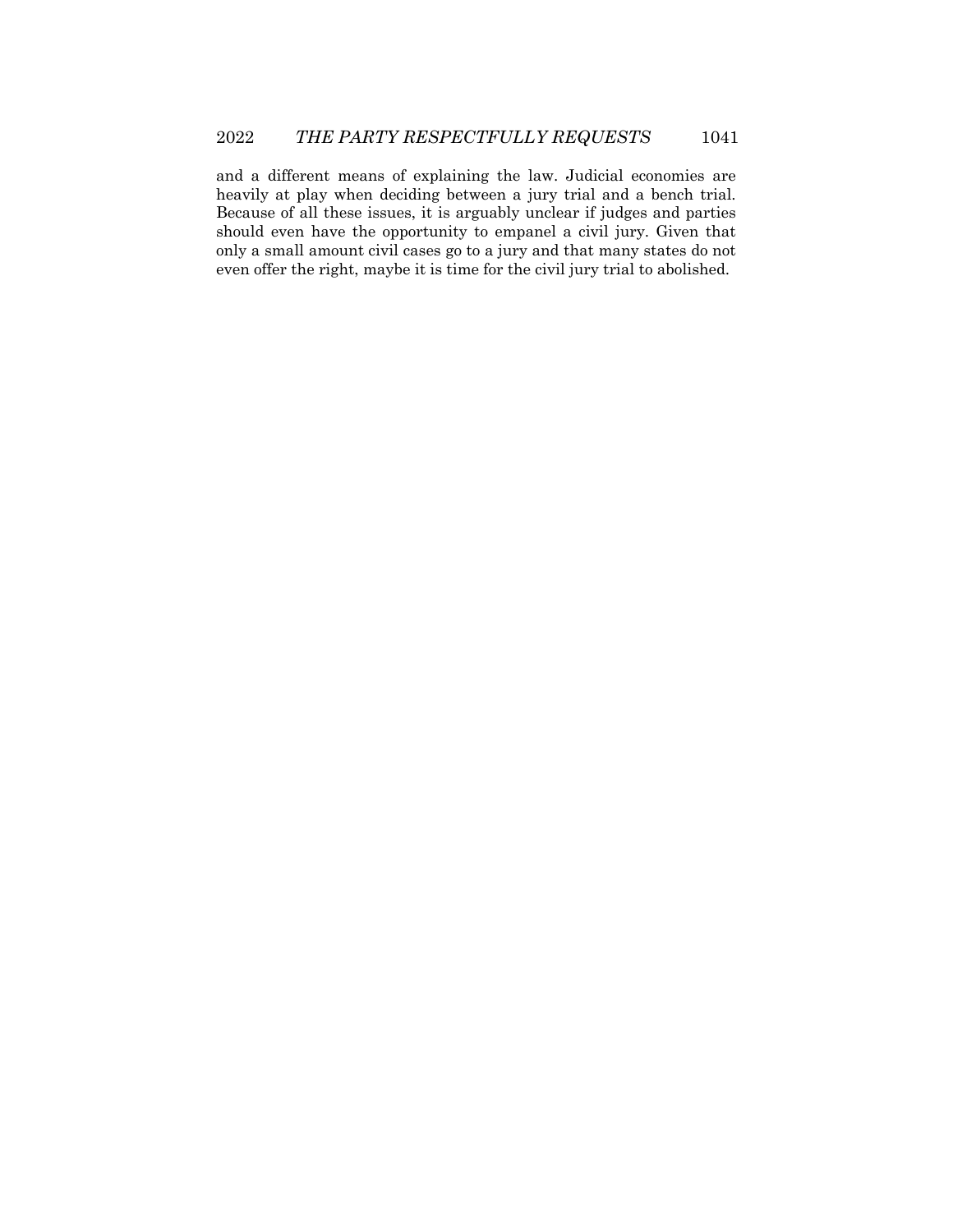and a different means of explaining the law. Judicial economies are heavily at play when deciding between a jury trial and a bench trial. Because of all these issues, it is arguably unclear if judges and parties should even have the opportunity to empanel a civil jury. Given that only a small amount civil cases go to a jury and that many states do not even offer the right, maybe it is time for the civil jury trial to abolished.